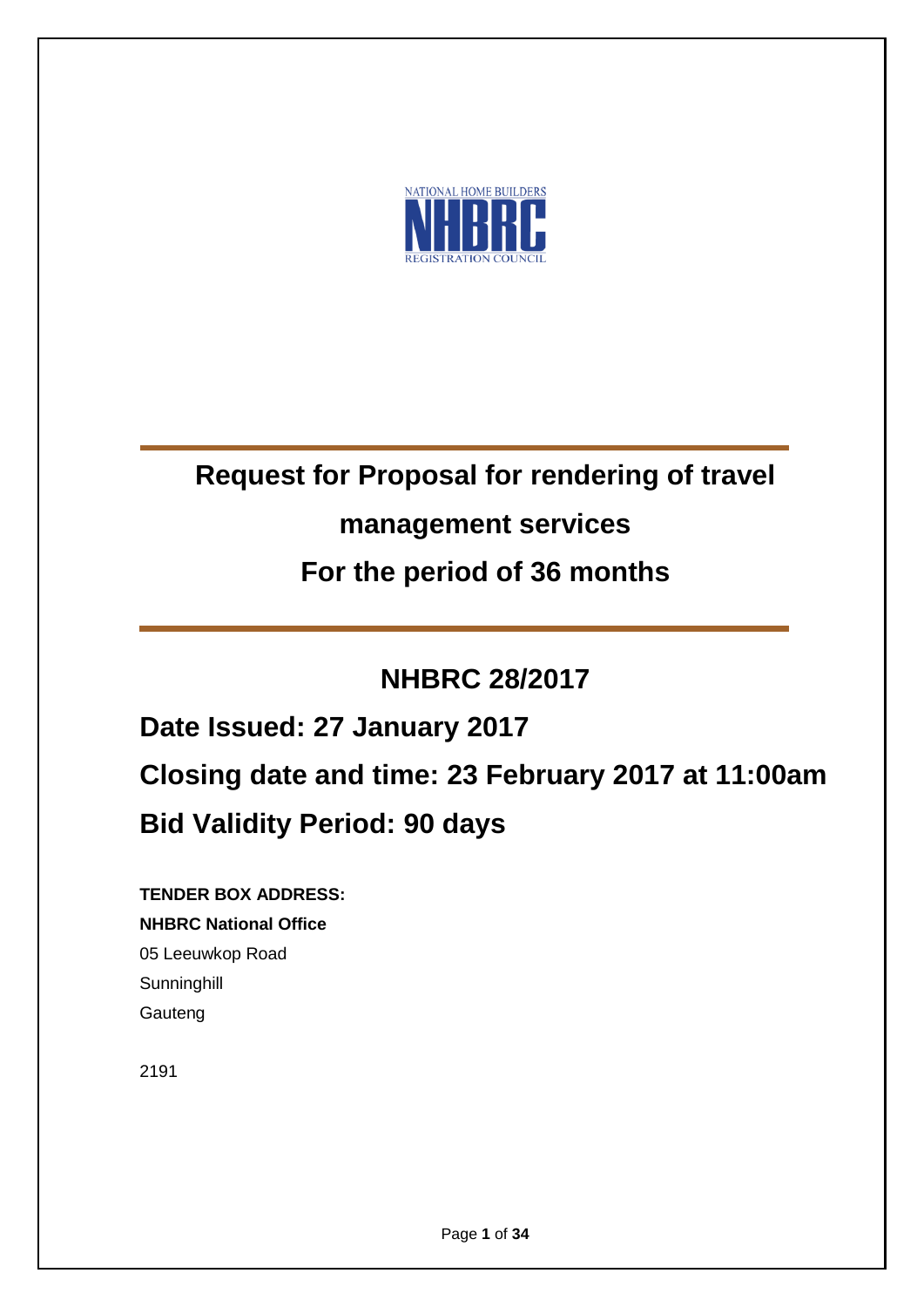NATIONAL HOME BUILDERS

NHBRC

REGISTRATION COUNCIL

# Request for Proposal for rendering of travel management services For the period of 36 months

## NHBRC 28/2017

## Date Issued: 27 January 2017

## Closing date and time: 23 February 2017 at 11:00am

## Bid Validity Period: 90 days

**TENDER BOX ADDRESS:**

**NHBRC National Office**

05 Leeuwkop Road

Sunninghill

Gauteng

2191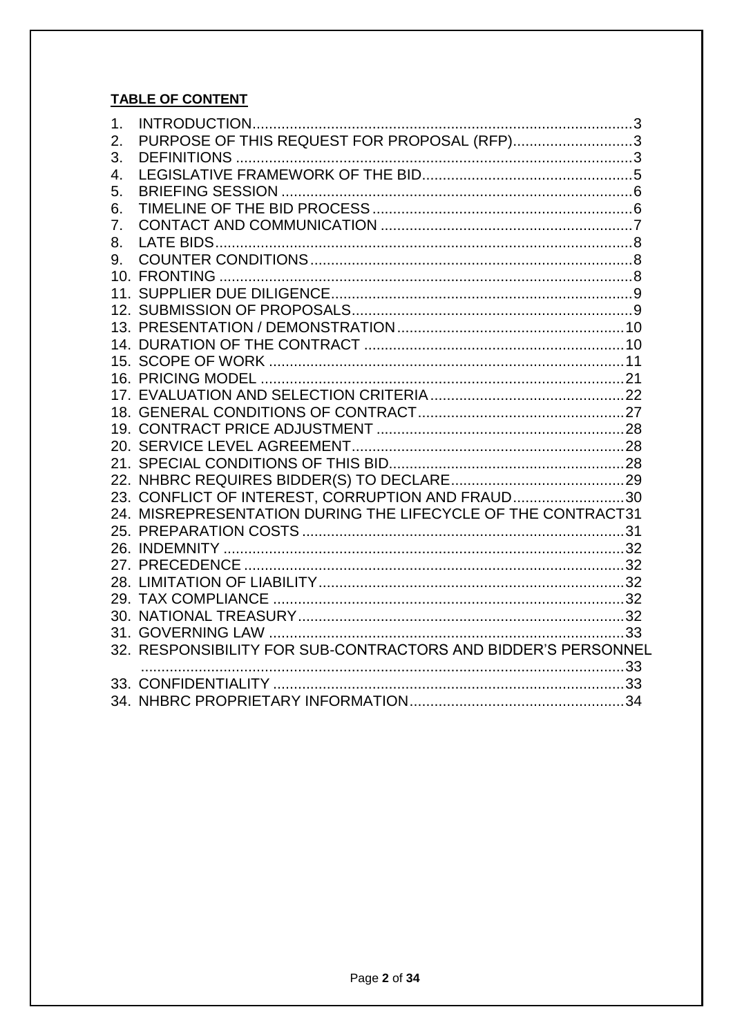**TABLE OF CONTENT**

1. INTRODUCTION ............................................................................................ 3
2. PURPOSE OF THIS REQUEST FOR PROPOSAL (RFP) ............................ 3
3. DEFINITIONS ............................................................................................... 3
4. LEGISLATIVE FRAMEWORK OF THE BID .................................................. 5
5. BRIEFING SESSION .................................................................................... 6
6. TIMELINE OF THE BID PROCESS ............................................................... 6
7. CONTACT AND COMMUNICATION ............................................................. 7
8. LATE BIDS .................................................................................................... 8
9. COUNTER CONDITIONS .............................................................................. 8
10. FRONTING .................................................................................................... 8
11. SUPPLIER DUE DILIGENCE ......................................................................... 9
12. SUBMISSION OF PROPOSALS .................................................................... 9
13. PRESENTATION / DEMONSTRATION ........................................................ 10
14. DURATION OF THE CONTRACT ................................................................ 10
15. SCOPE OF WORK ....................................................................................... 11
16. PRICING MODEL ........................................................................................ 21
17. EVALUATION AND SELECTION CRITERIA ................................................ 22
18. GENERAL CONDITIONS OF CONTRACT ................................................... 27
19. CONTRACT PRICE ADJUSTMENT ............................................................. 28
20. SERVICE LEVEL AGREEMENT .................................................................. 28
21. SPECIAL CONDITIONS OF THIS BID .......................................................... 28
22. NHBRC REQUIRES BIDDER(S) TO DECLARE ........................................... 29
23. CONFLICT OF INTEREST, CORRUPTION AND FRAUD ............................ 30
24. MISREPRESENTATION DURING THE LIFECYCLE OF THE CONTRACT 31
25. PREPARATION COSTS .............................................................................. 31
26. INDEMNITY ................................................................................................. 32
27. PRECEDENCE ............................................................................................ 32
28. LIMITATION OF LIABILITY .......................................................................... 32
29. TAX COMPLIANCE ..................................................................................... 32
30. NATIONAL TREASURY ............................................................................... 32
31. GOVERNING LAW ....................................................................................... 33
32. RESPONSIBILITY FOR SUB-CONTRACTORS AND BIDDER'S PERSONNEL ..................................................................................................... 33
33. CONFIDENTIALITY ..................................................................................... 33
34. NHBRC PROPRIETARY INFORMATION ..................................................... 34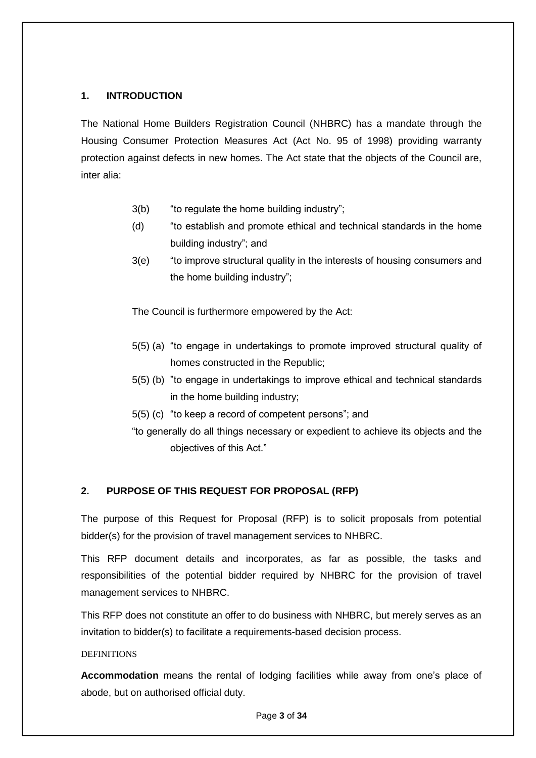## 1. INTRODUCTION

The National Home Builders Registration Council (NHBRC) has a mandate through the Housing Consumer Protection Measures Act (Act No. 95 of 1998) providing warranty protection against defects in new homes. The Act state that the objects of the Council are, inter alia:

3(b) "to regulate the home building industry";

(d) "to establish and promote ethical and technical standards in the home building industry"; and

3(e) "to improve structural quality in the interests of housing consumers and the home building industry";

The Council is furthermore empowered by the Act:

5(5) (a) "to engage in undertakings to promote improved structural quality of homes constructed in the Republic;

5(5) (b) "to engage in undertakings to improve ethical and technical standards in the home building industry;

5(5) (c) "to keep a record of competent persons"; and

"to generally do all things necessary or expedient to achieve its objects and the objectives of this Act."

## 2. PURPOSE OF THIS REQUEST FOR PROPOSAL (RFP)

The purpose of this Request for Proposal (RFP) is to solicit proposals from potential bidder(s) for the provision of travel management services to NHBRC.

This RFP document details and incorporates, as far as possible, the tasks and responsibilities of the potential bidder required by NHBRC for the provision of travel management services to NHBRC.

This RFP does not constitute an offer to do business with NHBRC, but merely serves as an invitation to bidder(s) to facilitate a requirements-based decision process.

DEFINITIONS

**Accommodation** means the rental of lodging facilities while away from one's place of abode, but on authorised official duty.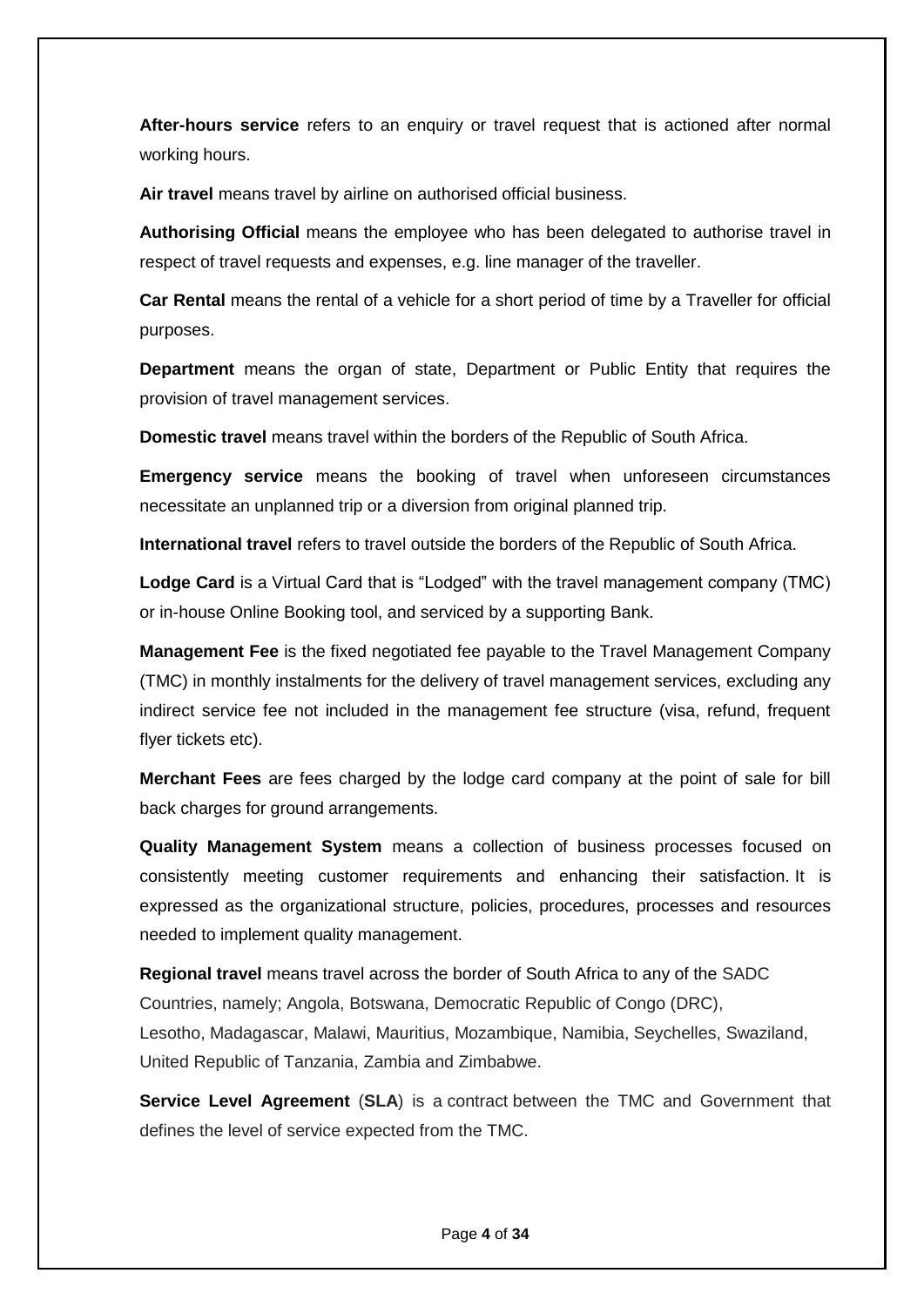**After-hours service** refers to an enquiry or travel request that is actioned after normal working hours.

**Air travel** means travel by airline on authorised official business.

**Authorising Official** means the employee who has been delegated to authorise travel in respect of travel requests and expenses, e.g. line manager of the traveller.

**Car Rental** means the rental of a vehicle for a short period of time by a Traveller for official purposes.

**Department** means the organ of state, Department or Public Entity that requires the provision of travel management services.

**Domestic travel** means travel within the borders of the Republic of South Africa.

**Emergency service** means the booking of travel when unforeseen circumstances necessitate an unplanned trip or a diversion from original planned trip.

**International travel** refers to travel outside the borders of the Republic of South Africa.

**Lodge Card** is a Virtual Card that is "Lodged" with the travel management company (TMC) or in-house Online Booking tool, and serviced by a supporting Bank.

**Management Fee** is the fixed negotiated fee payable to the Travel Management Company (TMC) in monthly instalments for the delivery of travel management services, excluding any indirect service fee not included in the management fee structure (visa, refund, frequent flyer tickets etc).

**Merchant Fees** are fees charged by the lodge card company at the point of sale for bill back charges for ground arrangements.

**Quality Management System** means a collection of business processes focused on consistently meeting customer requirements and enhancing their satisfaction. It is expressed as the organizational structure, policies, procedures, processes and resources needed to implement quality management.

**Regional travel** means travel across the border of South Africa to any of the SADC Countries, namely; Angola, Botswana, Democratic Republic of Congo (DRC), Lesotho, Madagascar, Malawi, Mauritius, Mozambique, Namibia, Seychelles, Swaziland, United Republic of Tanzania, Zambia and Zimbabwe.

**Service Level Agreement** (**SLA**) is a contract between the TMC and Government that defines the level of service expected from the TMC.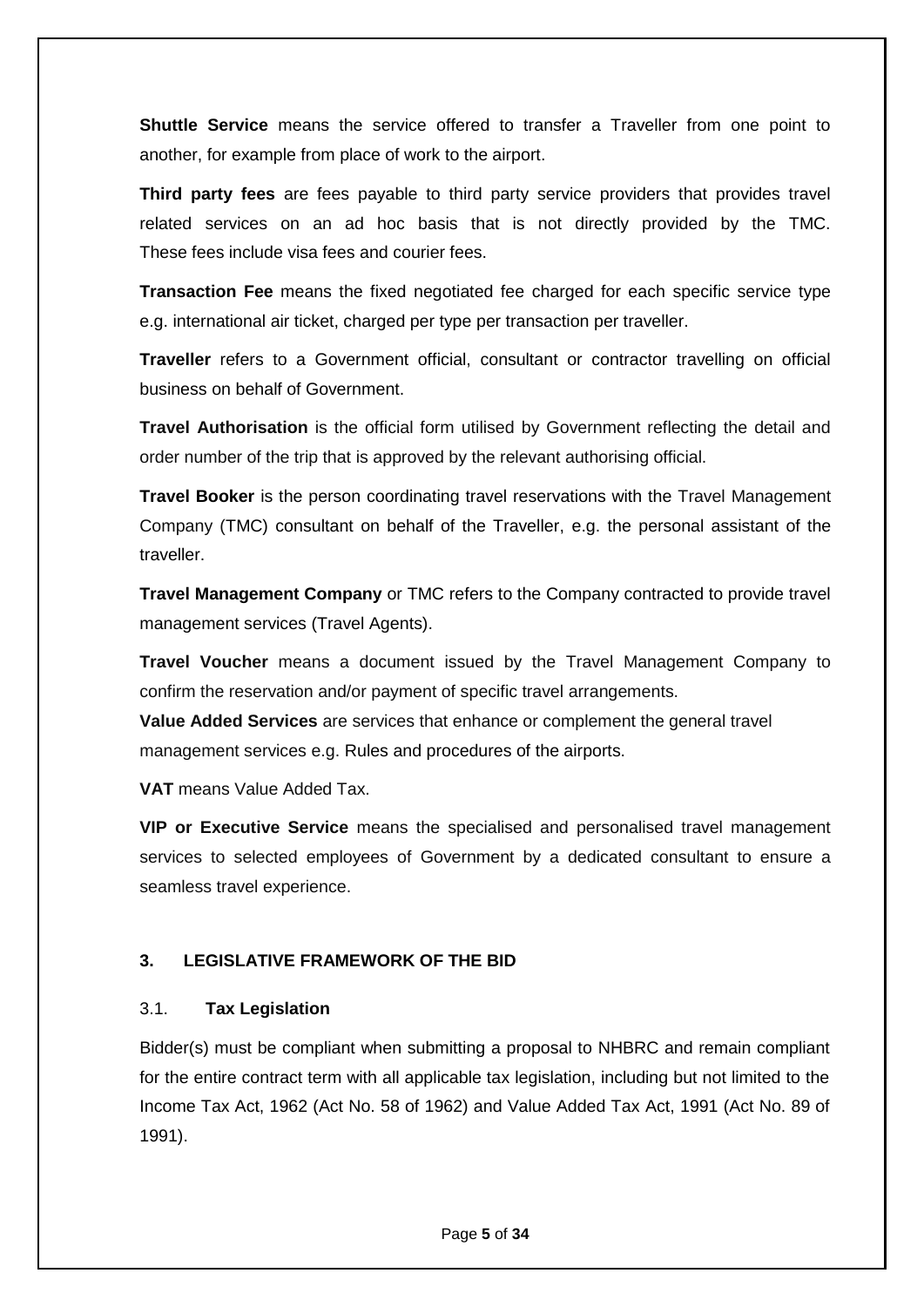**Shuttle Service** means the service offered to transfer a Traveller from one point to another, for example from place of work to the airport.

**Third party fees** are fees payable to third party service providers that provides travel related services on an ad hoc basis that is not directly provided by the TMC. These fees include visa fees and courier fees.

**Transaction Fee** means the fixed negotiated fee charged for each specific service type e.g. international air ticket, charged per type per transaction per traveller.

**Traveller** refers to a Government official, consultant or contractor travelling on official business on behalf of Government.

**Travel Authorisation** is the official form utilised by Government reflecting the detail and order number of the trip that is approved by the relevant authorising official.

**Travel Booker** is the person coordinating travel reservations with the Travel Management Company (TMC) consultant on behalf of the Traveller, e.g. the personal assistant of the traveller.

**Travel Management Company** or TMC refers to the Company contracted to provide travel management services (Travel Agents).

**Travel Voucher** means a document issued by the Travel Management Company to confirm the reservation and/or payment of specific travel arrangements.

**Value Added Services** are services that enhance or complement the general travel management services e.g. Rules and procedures of the airports.

**VAT** means Value Added Tax.

**VIP or Executive Service** means the specialised and personalised travel management services to selected employees of Government by a dedicated consultant to ensure a seamless travel experience.

## 3. LEGISLATIVE FRAMEWORK OF THE BID

### 3.1. **Tax Legislation**

Bidder(s) must be compliant when submitting a proposal to NHBRC and remain compliant for the entire contract term with all applicable tax legislation, including but not limited to the Income Tax Act, 1962 (Act No. 58 of 1962) and Value Added Tax Act, 1991 (Act No. 89 of 1991).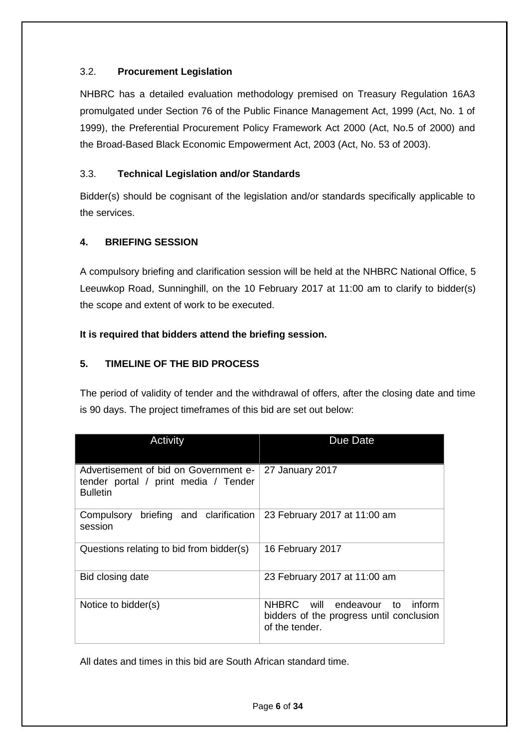### 3.2. **Procurement Legislation**

NHBRC has a detailed evaluation methodology premised on Treasury Regulation 16A3 promulgated under Section 76 of the Public Finance Management Act, 1999 (Act, No. 1 of 1999), the Preferential Procurement Policy Framework Act 2000 (Act, No.5 of 2000) and the Broad-Based Black Economic Empowerment Act, 2003 (Act, No. 53 of 2003).

### 3.3. **Technical Legislation and/or Standards**

Bidder(s) should be cognisant of the legislation and/or standards specifically applicable to the services.

## 4. BRIEFING SESSION

A compulsory briefing and clarification session will be held at the NHBRC National Office, 5 Leeuwkop Road, Sunninghill, on the 10 February 2017 at 11:00 am to clarify to bidder(s) the scope and extent of work to be executed.

**It is required that bidders attend the briefing session.**

## 5. TIMELINE OF THE BID PROCESS

The period of validity of tender and the withdrawal of offers, after the closing date and time is 90 days. The project timeframes of this bid are set out below:

| Activity | Due Date |
|---|---|
| Advertisement of bid on Government e-tender portal / print media / Tender Bulletin | 27 January 2017 |
| Compulsory briefing and clarification session | 23 February 2017 at 11:00 am |
| Questions relating to bid from bidder(s) | 16 February 2017 |
| Bid closing date | 23 February 2017 at 11:00 am |
| Notice to bidder(s) | NHBRC will endeavour to inform bidders of the progress until conclusion of the tender. |

All dates and times in this bid are South African standard time.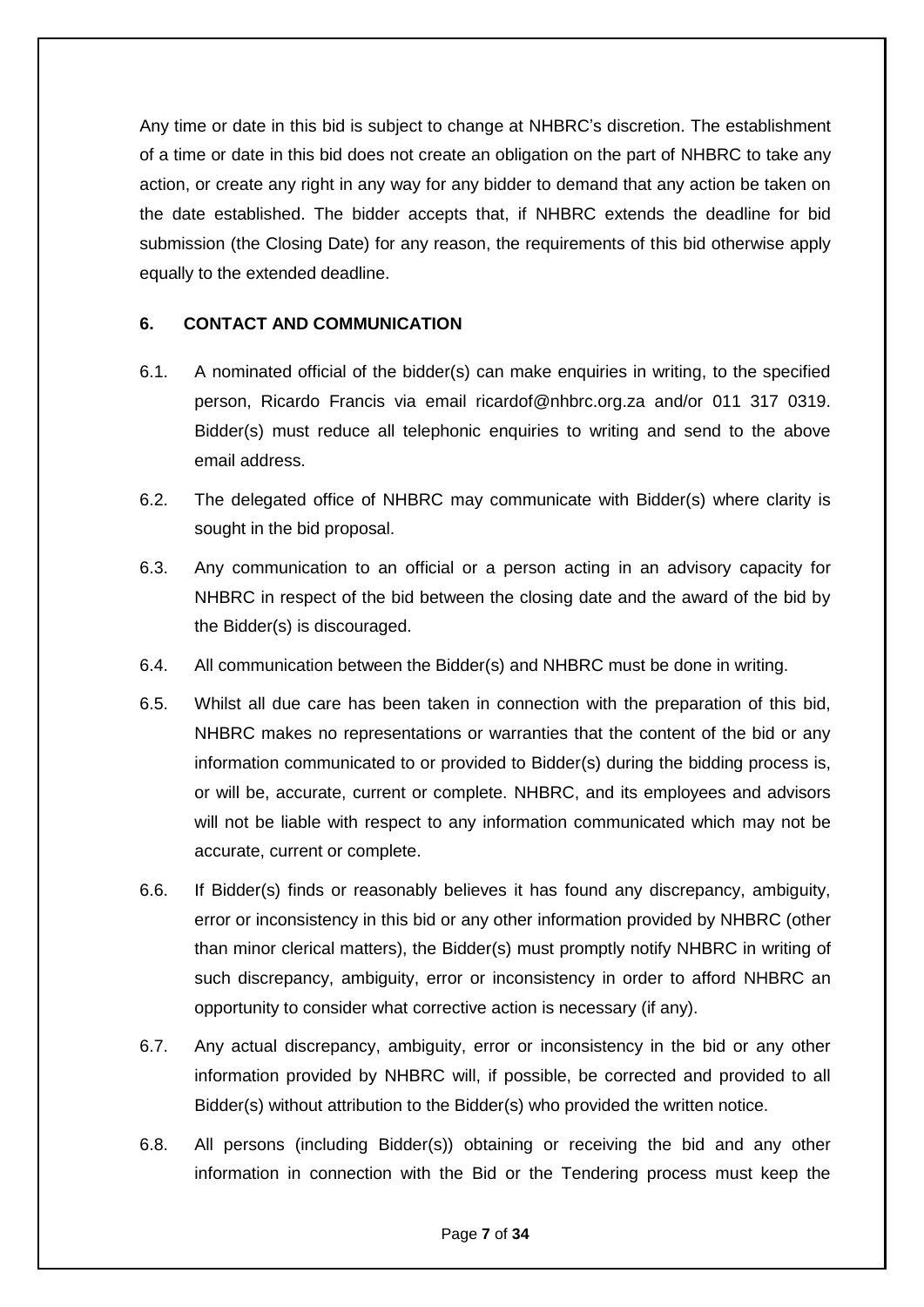Any time or date in this bid is subject to change at NHBRC's discretion. The establishment of a time or date in this bid does not create an obligation on the part of NHBRC to take any action, or create any right in any way for any bidder to demand that any action be taken on the date established. The bidder accepts that, if NHBRC extends the deadline for bid submission (the Closing Date) for any reason, the requirements of this bid otherwise apply equally to the extended deadline.

**6. CONTACT AND COMMUNICATION**

6.1. A nominated official of the bidder(s) can make enquiries in writing, to the specified person, Ricardo Francis via email ricardof@nhbrc.org.za and/or 011 317 0319. Bidder(s) must reduce all telephonic enquiries to writing and send to the above email address.

6.2. The delegated office of NHBRC may communicate with Bidder(s) where clarity is sought in the bid proposal.

6.3. Any communication to an official or a person acting in an advisory capacity for NHBRC in respect of the bid between the closing date and the award of the bid by the Bidder(s) is discouraged.

6.4. All communication between the Bidder(s) and NHBRC must be done in writing.

6.5. Whilst all due care has been taken in connection with the preparation of this bid, NHBRC makes no representations or warranties that the content of the bid or any information communicated to or provided to Bidder(s) during the bidding process is, or will be, accurate, current or complete. NHBRC, and its employees and advisors will not be liable with respect to any information communicated which may not be accurate, current or complete.

6.6. If Bidder(s) finds or reasonably believes it has found any discrepancy, ambiguity, error or inconsistency in this bid or any other information provided by NHBRC (other than minor clerical matters), the Bidder(s) must promptly notify NHBRC in writing of such discrepancy, ambiguity, error or inconsistency in order to afford NHBRC an opportunity to consider what corrective action is necessary (if any).

6.7. Any actual discrepancy, ambiguity, error or inconsistency in the bid or any other information provided by NHBRC will, if possible, be corrected and provided to all Bidder(s) without attribution to the Bidder(s) who provided the written notice.

6.8. All persons (including Bidder(s)) obtaining or receiving the bid and any other information in connection with the Bid or the Tendering process must keep the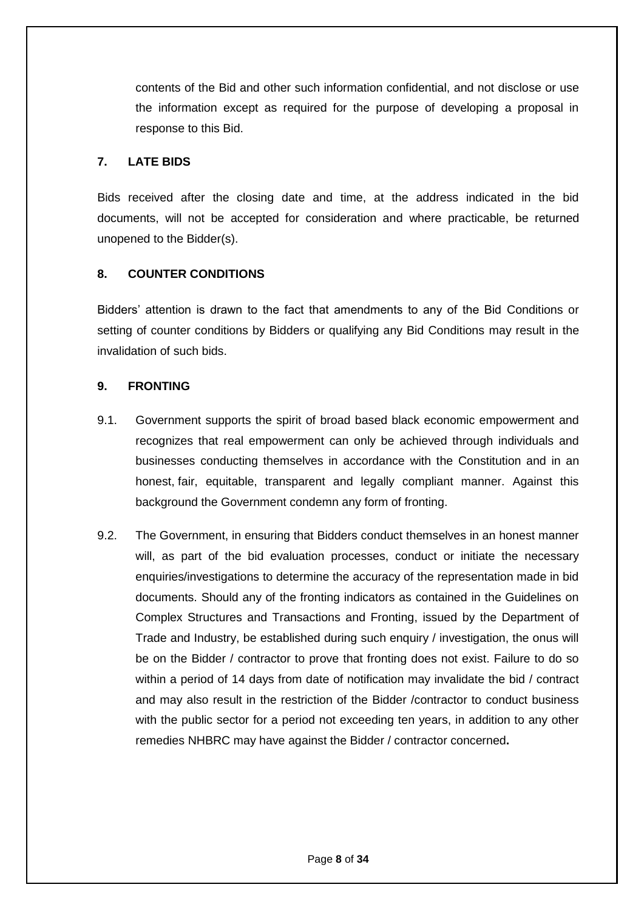contents of the Bid and other such information confidential, and not disclose or use the information except as required for the purpose of developing a proposal in response to this Bid.

## 7. LATE BIDS

Bids received after the closing date and time, at the address indicated in the bid documents, will not be accepted for consideration and where practicable, be returned unopened to the Bidder(s).

## 8. COUNTER CONDITIONS

Bidders' attention is drawn to the fact that amendments to any of the Bid Conditions or setting of counter conditions by Bidders or qualifying any Bid Conditions may result in the invalidation of such bids.

## 9. FRONTING

9.1. Government supports the spirit of broad based black economic empowerment and recognizes that real empowerment can only be achieved through individuals and businesses conducting themselves in accordance with the Constitution and in an honest, fair, equitable, transparent and legally compliant manner. Against this background the Government condemn any form of fronting.

9.2. The Government, in ensuring that Bidders conduct themselves in an honest manner will, as part of the bid evaluation processes, conduct or initiate the necessary enquiries/investigations to determine the accuracy of the representation made in bid documents. Should any of the fronting indicators as contained in the Guidelines on Complex Structures and Transactions and Fronting, issued by the Department of Trade and Industry, be established during such enquiry / investigation, the onus will be on the Bidder / contractor to prove that fronting does not exist. Failure to do so within a period of 14 days from date of notification may invalidate the bid / contract and may also result in the restriction of the Bidder /contractor to conduct business with the public sector for a period not exceeding ten years, in addition to any other remedies NHBRC may have against the Bidder / contractor concerned.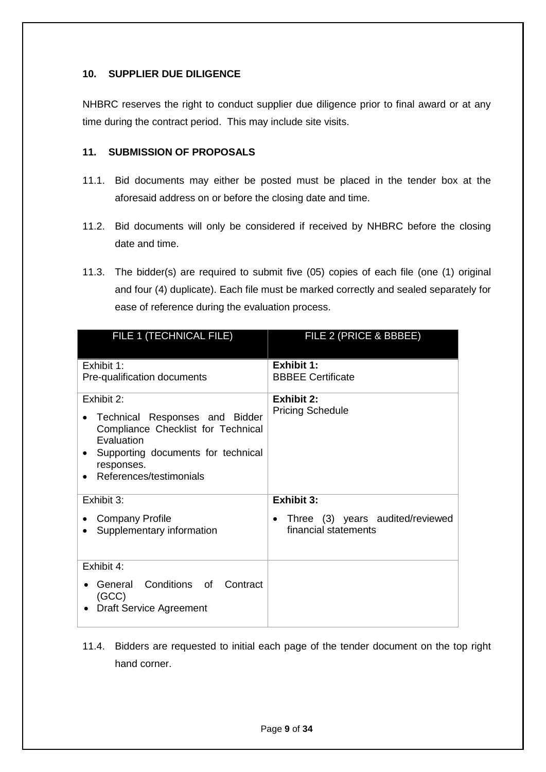## 10. SUPPLIER DUE DILIGENCE

NHBRC reserves the right to conduct supplier due diligence prior to final award or at any time during the contract period. This may include site visits.

## 11. SUBMISSION OF PROPOSALS

11.1. Bid documents may either be posted must be placed in the tender box at the aforesaid address on or before the closing date and time.

11.2. Bid documents will only be considered if received by NHBRC before the closing date and time.

11.3. The bidder(s) are required to submit five (05) copies of each file (one (1) original and four (4) duplicate). Each file must be marked correctly and sealed separately for ease of reference during the evaluation process.

| FILE 1 (TECHNICAL FILE) | FILE 2 (PRICE & BBBEE) |
|---|---|
| Exhibit 1:<br>Pre-qualification documents | **Exhibit 1:**<br>BBBEE Certificate |
| Exhibit 2:<br>• Technical Responses and Bidder Compliance Checklist for Technical Evaluation<br>• Supporting documents for technical responses.<br>• References/testimonials | **Exhibit 2:**<br>Pricing Schedule |
| Exhibit 3:<br>• Company Profile<br>• Supplementary information | **Exhibit 3:**<br>• Three (3) years audited/reviewed financial statements |
| Exhibit 4:<br>• General Conditions of Contract (GCC)<br>• Draft Service Agreement | |

11.4. Bidders are requested to initial each page of the tender document on the top right hand corner.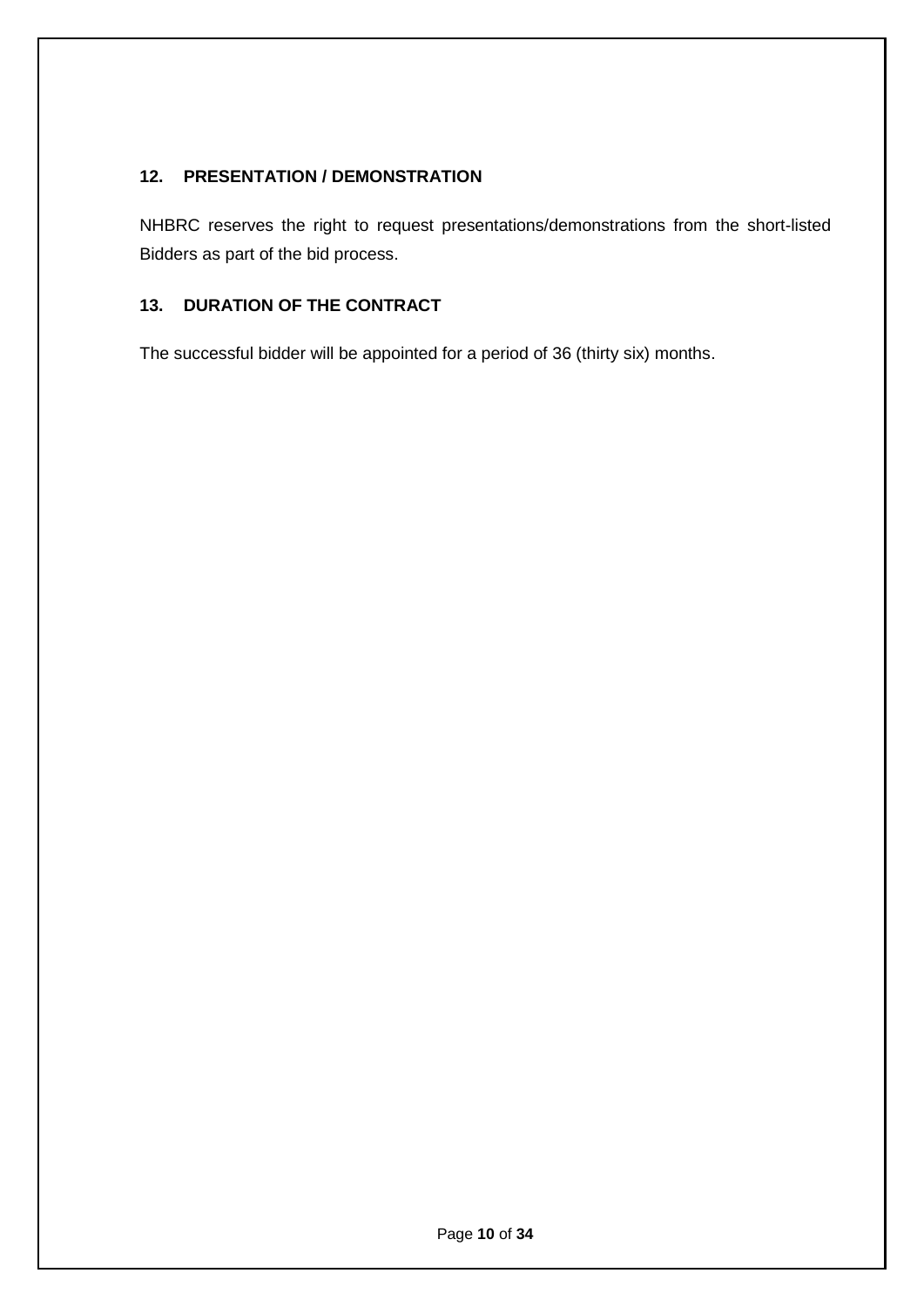## 12. PRESENTATION / DEMONSTRATION

NHBRC reserves the right to request presentations/demonstrations from the short-listed Bidders as part of the bid process.

## 13. DURATION OF THE CONTRACT

The successful bidder will be appointed for a period of 36 (thirty six) months.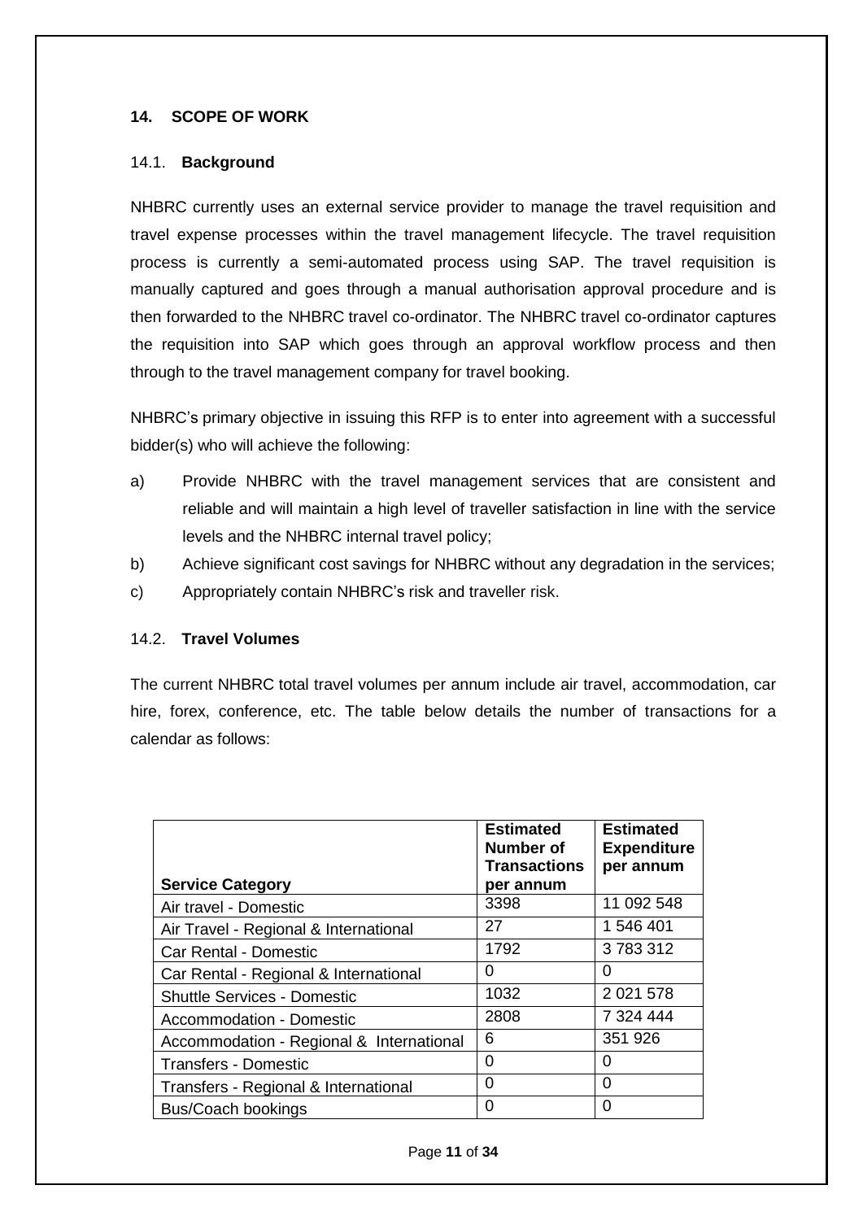## 14. SCOPE OF WORK

### 14.1. Background

NHBRC currently uses an external service provider to manage the travel requisition and travel expense processes within the travel management lifecycle. The travel requisition process is currently a semi-automated process using SAP. The travel requisition is manually captured and goes through a manual authorisation approval procedure and is then forwarded to the NHBRC travel co-ordinator. The NHBRC travel co-ordinator captures the requisition into SAP which goes through an approval workflow process and then through to the travel management company for travel booking.

NHBRC's primary objective in issuing this RFP is to enter into agreement with a successful bidder(s) who will achieve the following:

a) Provide NHBRC with the travel management services that are consistent and reliable and will maintain a high level of traveller satisfaction in line with the service levels and the NHBRC internal travel policy;

b) Achieve significant cost savings for NHBRC without any degradation in the services;

c) Appropriately contain NHBRC's risk and traveller risk.

### 14.2. Travel Volumes

The current NHBRC total travel volumes per annum include air travel, accommodation, car hire, forex, conference, etc. The table below details the number of transactions for a calendar as follows:

| Service Category | Estimated Number of Transactions per annum | Estimated Expenditure per annum |
|---|---|---|
| Air travel - Domestic | 3398 | 11 092 548 |
| Air Travel - Regional & International | 27 | 1 546 401 |
| Car Rental - Domestic | 1792 | 3 783 312 |
| Car Rental - Regional & International | 0 | 0 |
| Shuttle Services - Domestic | 1032 | 2 021 578 |
| Accommodation - Domestic | 2808 | 7 324 444 |
| Accommodation - Regional & International | 6 | 351 926 |
| Transfers - Domestic | 0 | 0 |
| Transfers - Regional & International | 0 | 0 |
| Bus/Coach bookings | 0 | 0 |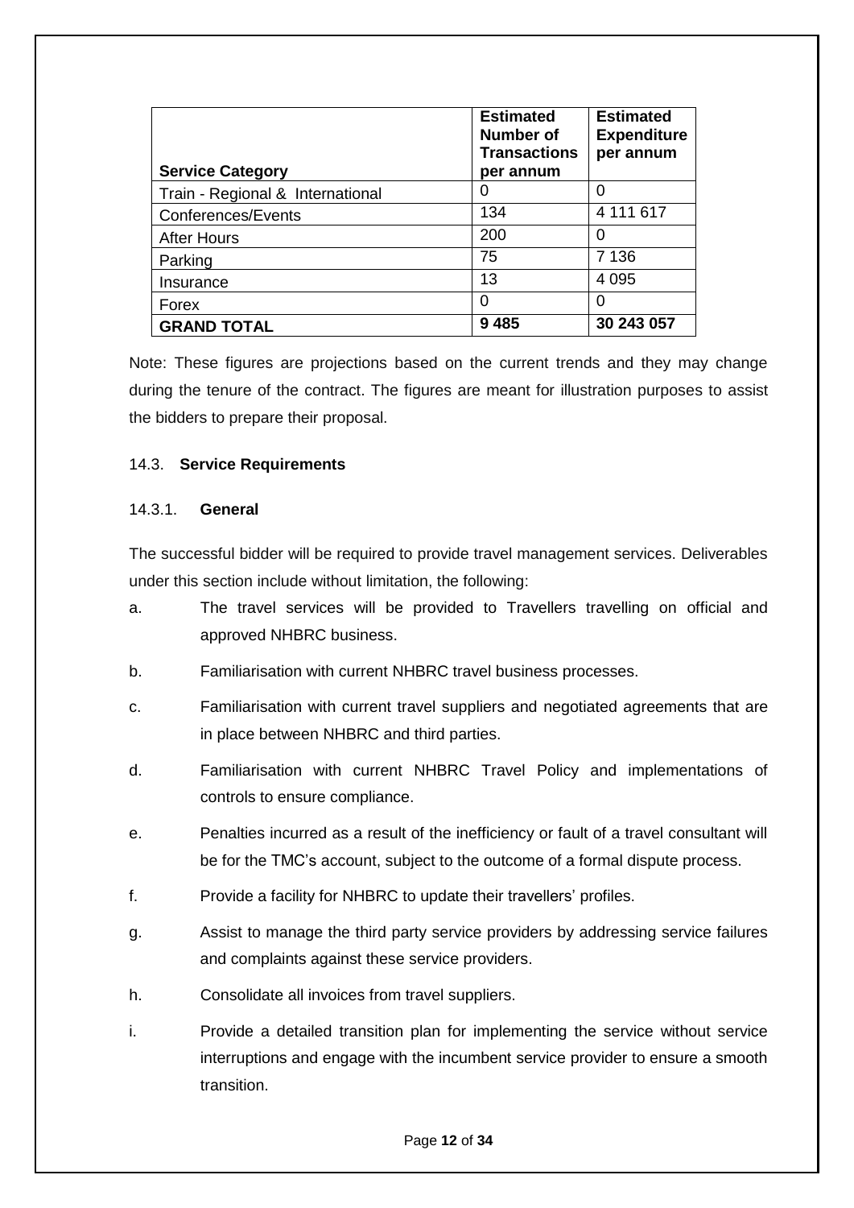| Service Category | Estimated Number of Transactions per annum | Estimated Expenditure per annum |
|---|---|---|
| Train - Regional & International | 0 | 0 |
| Conferences/Events | 134 | 4 111 617 |
| After Hours | 200 | 0 |
| Parking | 75 | 7 136 |
| Insurance | 13 | 4 095 |
| Forex | 0 | 0 |
| **GRAND TOTAL** | **9 485** | **30 243 057** |

Note: These figures are projections based on the current trends and they may change during the tenure of the contract. The figures are meant for illustration purposes to assist the bidders to prepare their proposal.

### 14.3. **Service Requirements**

#### 14.3.1. **General**

The successful bidder will be required to provide travel management services. Deliverables under this section include without limitation, the following:

a. The travel services will be provided to Travellers travelling on official and approved NHBRC business.

b. Familiarisation with current NHBRC travel business processes.

c. Familiarisation with current travel suppliers and negotiated agreements that are in place between NHBRC and third parties.

d. Familiarisation with current NHBRC Travel Policy and implementations of controls to ensure compliance.

e. Penalties incurred as a result of the inefficiency or fault of a travel consultant will be for the TMC's account, subject to the outcome of a formal dispute process.

f. Provide a facility for NHBRC to update their travellers' profiles.

g. Assist to manage the third party service providers by addressing service failures and complaints against these service providers.

h. Consolidate all invoices from travel suppliers.

i. Provide a detailed transition plan for implementing the service without service interruptions and engage with the incumbent service provider to ensure a smooth transition.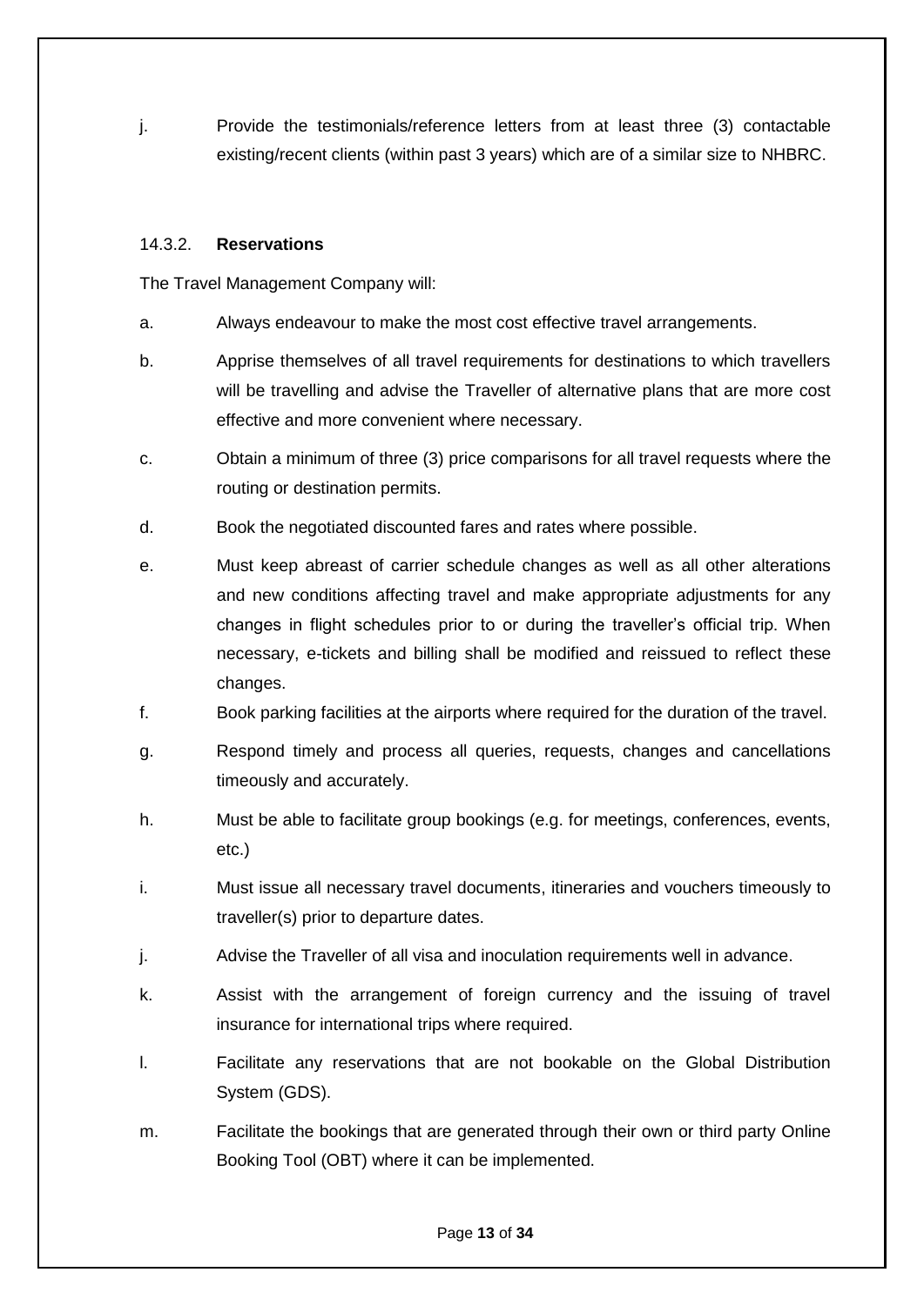j. Provide the testimonials/reference letters from at least three (3) contactable existing/recent clients (within past 3 years) which are of a similar size to NHBRC.

#### 14.3.2. **Reservations**

The Travel Management Company will:

a. Always endeavour to make the most cost effective travel arrangements.

b. Apprise themselves of all travel requirements for destinations to which travellers will be travelling and advise the Traveller of alternative plans that are more cost effective and more convenient where necessary.

c. Obtain a minimum of three (3) price comparisons for all travel requests where the routing or destination permits.

d. Book the negotiated discounted fares and rates where possible.

e. Must keep abreast of carrier schedule changes as well as all other alterations and new conditions affecting travel and make appropriate adjustments for any changes in flight schedules prior to or during the traveller's official trip. When necessary, e-tickets and billing shall be modified and reissued to reflect these changes.

f. Book parking facilities at the airports where required for the duration of the travel.

g. Respond timely and process all queries, requests, changes and cancellations timeously and accurately.

h. Must be able to facilitate group bookings (e.g. for meetings, conferences, events, etc.)

i. Must issue all necessary travel documents, itineraries and vouchers timeously to traveller(s) prior to departure dates.

j. Advise the Traveller of all visa and inoculation requirements well in advance.

k. Assist with the arrangement of foreign currency and the issuing of travel insurance for international trips where required.

l. Facilitate any reservations that are not bookable on the Global Distribution System (GDS).

m. Facilitate the bookings that are generated through their own or third party Online Booking Tool (OBT) where it can be implemented.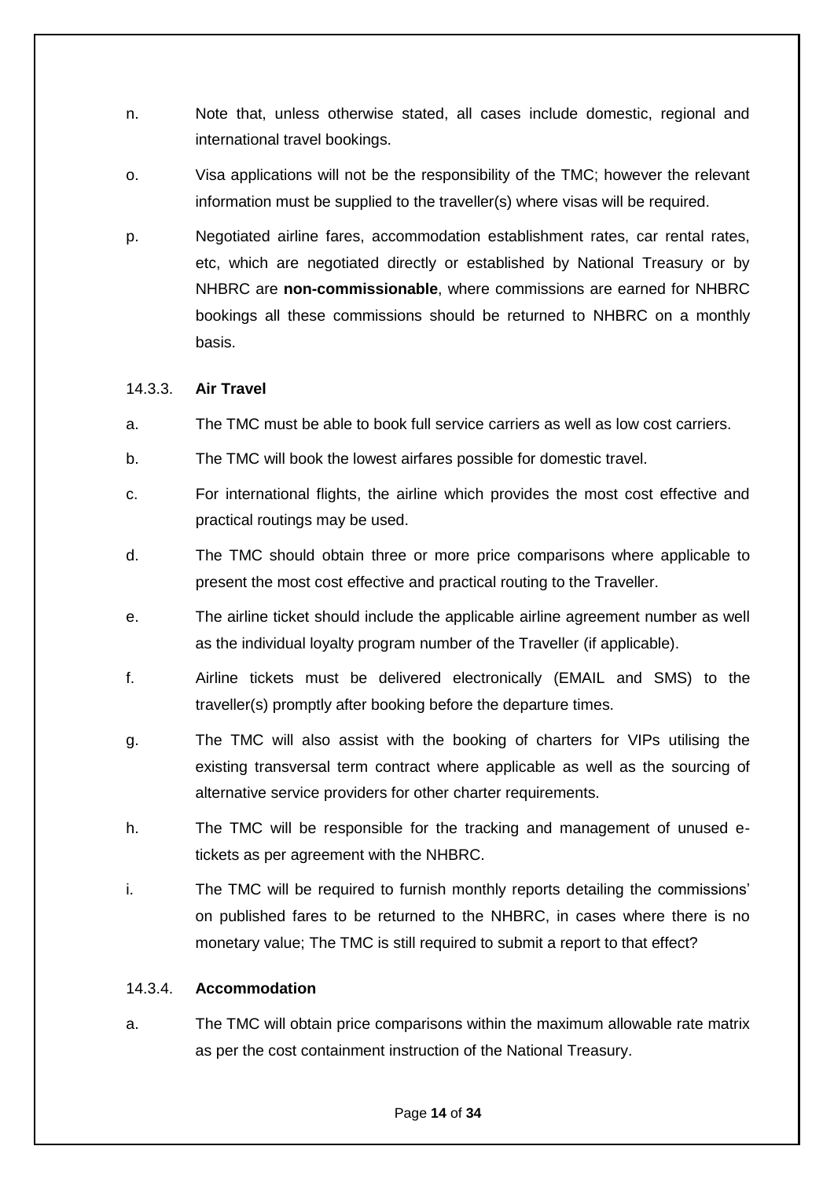n. Note that, unless otherwise stated, all cases include domestic, regional and international travel bookings.

o. Visa applications will not be the responsibility of the TMC; however the relevant information must be supplied to the traveller(s) where visas will be required.

p. Negotiated airline fares, accommodation establishment rates, car rental rates, etc, which are negotiated directly or established by National Treasury or by NHBRC are **non-commissionable**, where commissions are earned for NHBRC bookings all these commissions should be returned to NHBRC on a monthly basis.

### 14.3.3. Air Travel

a. The TMC must be able to book full service carriers as well as low cost carriers.

b. The TMC will book the lowest airfares possible for domestic travel.

c. For international flights, the airline which provides the most cost effective and practical routings may be used.

d. The TMC should obtain three or more price comparisons where applicable to present the most cost effective and practical routing to the Traveller.

e. The airline ticket should include the applicable airline agreement number as well as the individual loyalty program number of the Traveller (if applicable).

f. Airline tickets must be delivered electronically (EMAIL and SMS) to the traveller(s) promptly after booking before the departure times.

g. The TMC will also assist with the booking of charters for VIPs utilising the existing transversal term contract where applicable as well as the sourcing of alternative service providers for other charter requirements.

h. The TMC will be responsible for the tracking and management of unused e-tickets as per agreement with the NHBRC.

i. The TMC will be required to furnish monthly reports detailing the commissions' on published fares to be returned to the NHBRC, in cases where there is no monetary value; The TMC is still required to submit a report to that effect?

### 14.3.4. Accommodation

a. The TMC will obtain price comparisons within the maximum allowable rate matrix as per the cost containment instruction of the National Treasury.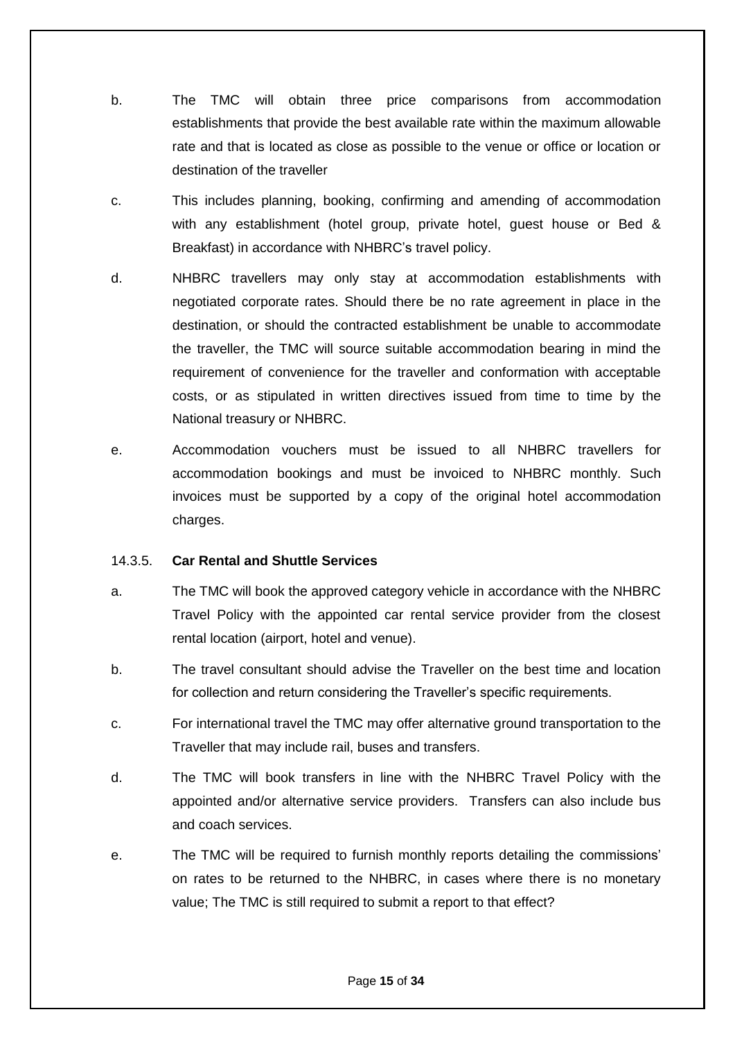b. The TMC will obtain three price comparisons from accommodation establishments that provide the best available rate within the maximum allowable rate and that is located as close as possible to the venue or office or location or destination of the traveller

c. This includes planning, booking, confirming and amending of accommodation with any establishment (hotel group, private hotel, guest house or Bed & Breakfast) in accordance with NHBRC's travel policy.

d. NHBRC travellers may only stay at accommodation establishments with negotiated corporate rates. Should there be no rate agreement in place in the destination, or should the contracted establishment be unable to accommodate the traveller, the TMC will source suitable accommodation bearing in mind the requirement of convenience for the traveller and conformation with acceptable costs, or as stipulated in written directives issued from time to time by the National treasury or NHBRC.

e. Accommodation vouchers must be issued to all NHBRC travellers for accommodation bookings and must be invoiced to NHBRC monthly. Such invoices must be supported by a copy of the original hotel accommodation charges.

14.3.5. **Car Rental and Shuttle Services**

a. The TMC will book the approved category vehicle in accordance with the NHBRC Travel Policy with the appointed car rental service provider from the closest rental location (airport, hotel and venue).

b. The travel consultant should advise the Traveller on the best time and location for collection and return considering the Traveller's specific requirements.

c. For international travel the TMC may offer alternative ground transportation to the Traveller that may include rail, buses and transfers.

d. The TMC will book transfers in line with the NHBRC Travel Policy with the appointed and/or alternative service providers. Transfers can also include bus and coach services.

e. The TMC will be required to furnish monthly reports detailing the commissions' on rates to be returned to the NHBRC, in cases where there is no monetary value; The TMC is still required to submit a report to that effect?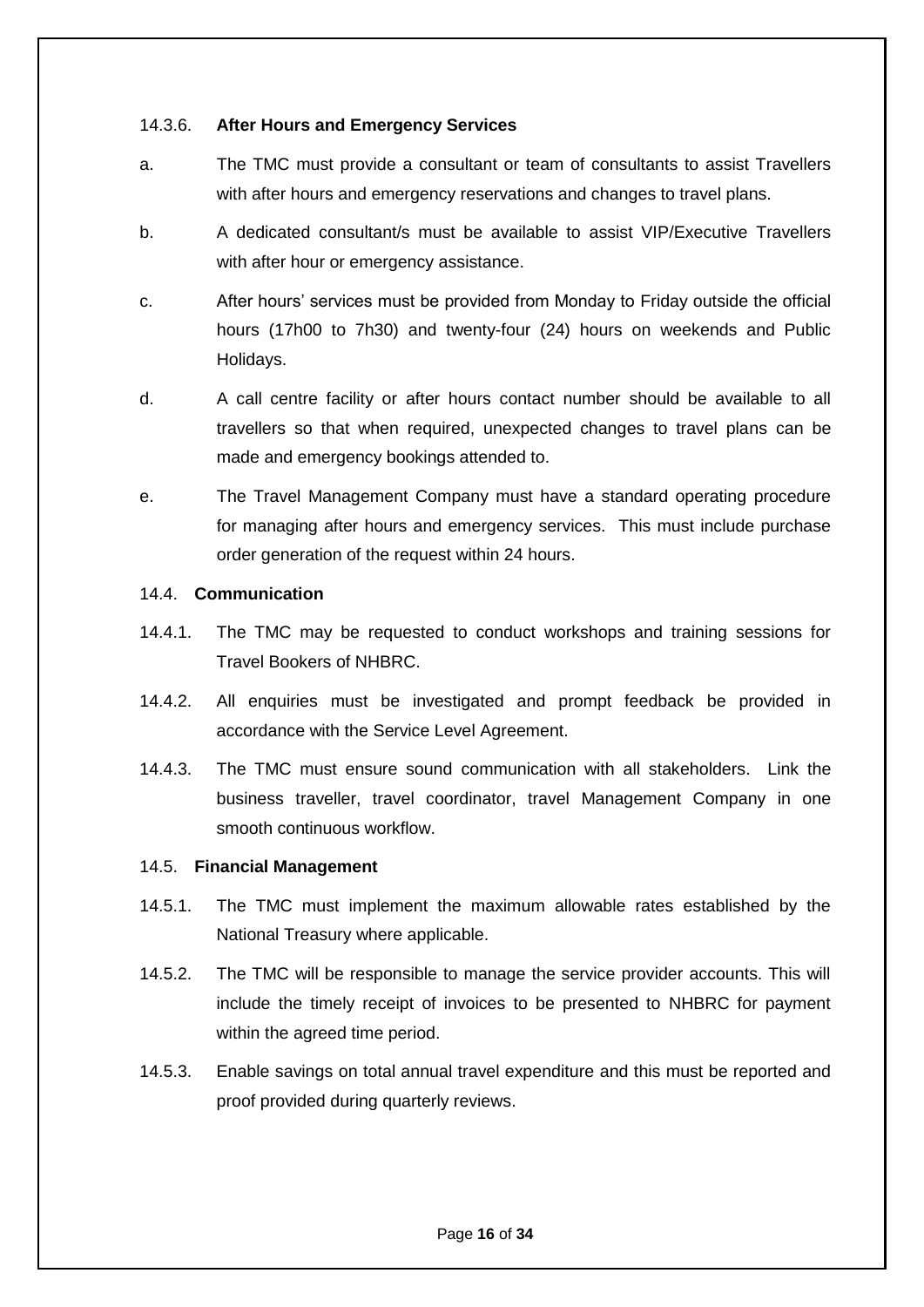#### 14.3.6. **After Hours and Emergency Services**

a. The TMC must provide a consultant or team of consultants to assist Travellers with after hours and emergency reservations and changes to travel plans.

b. A dedicated consultant/s must be available to assist VIP/Executive Travellers with after hour or emergency assistance.

c. After hours' services must be provided from Monday to Friday outside the official hours (17h00 to 7h30) and twenty-four (24) hours on weekends and Public Holidays.

d. A call centre facility or after hours contact number should be available to all travellers so that when required, unexpected changes to travel plans can be made and emergency bookings attended to.

e. The Travel Management Company must have a standard operating procedure for managing after hours and emergency services. This must include purchase order generation of the request within 24 hours.

### 14.4. **Communication**

14.4.1. The TMC may be requested to conduct workshops and training sessions for Travel Bookers of NHBRC.

14.4.2. All enquiries must be investigated and prompt feedback be provided in accordance with the Service Level Agreement.

14.4.3. The TMC must ensure sound communication with all stakeholders. Link the business traveller, travel coordinator, travel Management Company in one smooth continuous workflow.

### 14.5. **Financial Management**

14.5.1. The TMC must implement the maximum allowable rates established by the National Treasury where applicable.

14.5.2. The TMC will be responsible to manage the service provider accounts. This will include the timely receipt of invoices to be presented to NHBRC for payment within the agreed time period.

14.5.3. Enable savings on total annual travel expenditure and this must be reported and proof provided during quarterly reviews.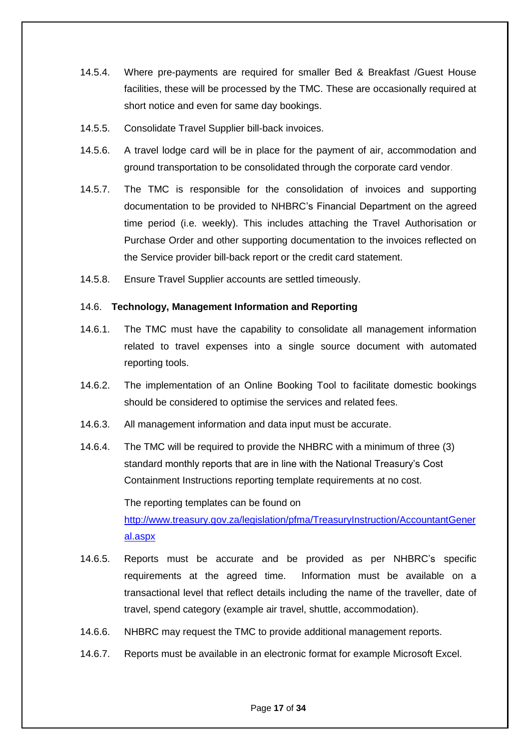14.5.4. Where pre-payments are required for smaller Bed & Breakfast /Guest House facilities, these will be processed by the TMC. These are occasionally required at short notice and even for same day bookings.

14.5.5. Consolidate Travel Supplier bill-back invoices.

14.5.6. A travel lodge card will be in place for the payment of air, accommodation and ground transportation to be consolidated through the corporate card vendor.

14.5.7. The TMC is responsible for the consolidation of invoices and supporting documentation to be provided to NHBRC's Financial Department on the agreed time period (i.e. weekly). This includes attaching the Travel Authorisation or Purchase Order and other supporting documentation to the invoices reflected on the Service provider bill-back report or the credit card statement.

14.5.8. Ensure Travel Supplier accounts are settled timeously.

14.6. **Technology, Management Information and Reporting**

14.6.1. The TMC must have the capability to consolidate all management information related to travel expenses into a single source document with automated reporting tools.

14.6.2. The implementation of an Online Booking Tool to facilitate domestic bookings should be considered to optimise the services and related fees.

14.6.3. All management information and data input must be accurate.

14.6.4. The TMC will be required to provide the NHBRC with a minimum of three (3) standard monthly reports that are in line with the National Treasury's Cost Containment Instructions reporting template requirements at no cost.

The reporting templates can be found on [http://www.treasury.gov.za/legislation/pfma/TreasuryInstruction/AccountantGeneral.aspx](http://www.treasury.gov.za/legislation/pfma/TreasuryInstruction/AccountantGeneral.aspx)

14.6.5. Reports must be accurate and be provided as per NHBRC's specific requirements at the agreed time. Information must be available on a transactional level that reflect details including the name of the traveller, date of travel, spend category (example air travel, shuttle, accommodation).

14.6.6. NHBRC may request the TMC to provide additional management reports.

14.6.7. Reports must be available in an electronic format for example Microsoft Excel.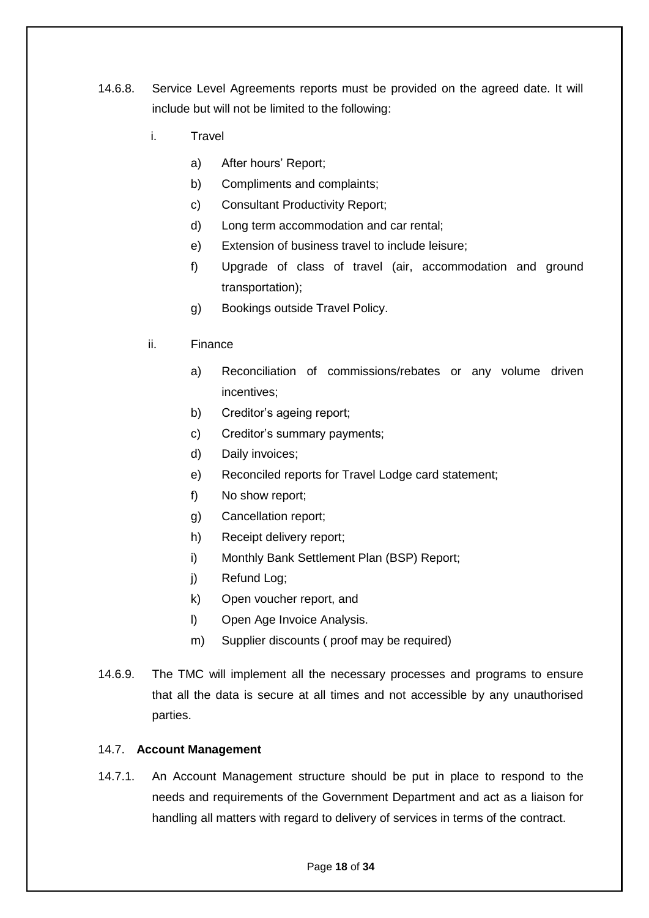14.6.8. Service Level Agreements reports must be provided on the agreed date. It will include but will not be limited to the following:

i. Travel

a) After hours' Report;

b) Compliments and complaints;

c) Consultant Productivity Report;

d) Long term accommodation and car rental;

e) Extension of business travel to include leisure;

f) Upgrade of class of travel (air, accommodation and ground transportation);

g) Bookings outside Travel Policy.

ii. Finance

a) Reconciliation of commissions/rebates or any volume driven incentives;

b) Creditor's ageing report;

c) Creditor's summary payments;

d) Daily invoices;

e) Reconciled reports for Travel Lodge card statement;

f) No show report;

g) Cancellation report;

h) Receipt delivery report;

i) Monthly Bank Settlement Plan (BSP) Report;

j) Refund Log;

k) Open voucher report, and

l) Open Age Invoice Analysis.

m) Supplier discounts ( proof may be required)

14.6.9. The TMC will implement all the necessary processes and programs to ensure that all the data is secure at all times and not accessible by any unauthorised parties.

### 14.7. **Account Management**

14.7.1. An Account Management structure should be put in place to respond to the needs and requirements of the Government Department and act as a liaison for handling all matters with regard to delivery of services in terms of the contract.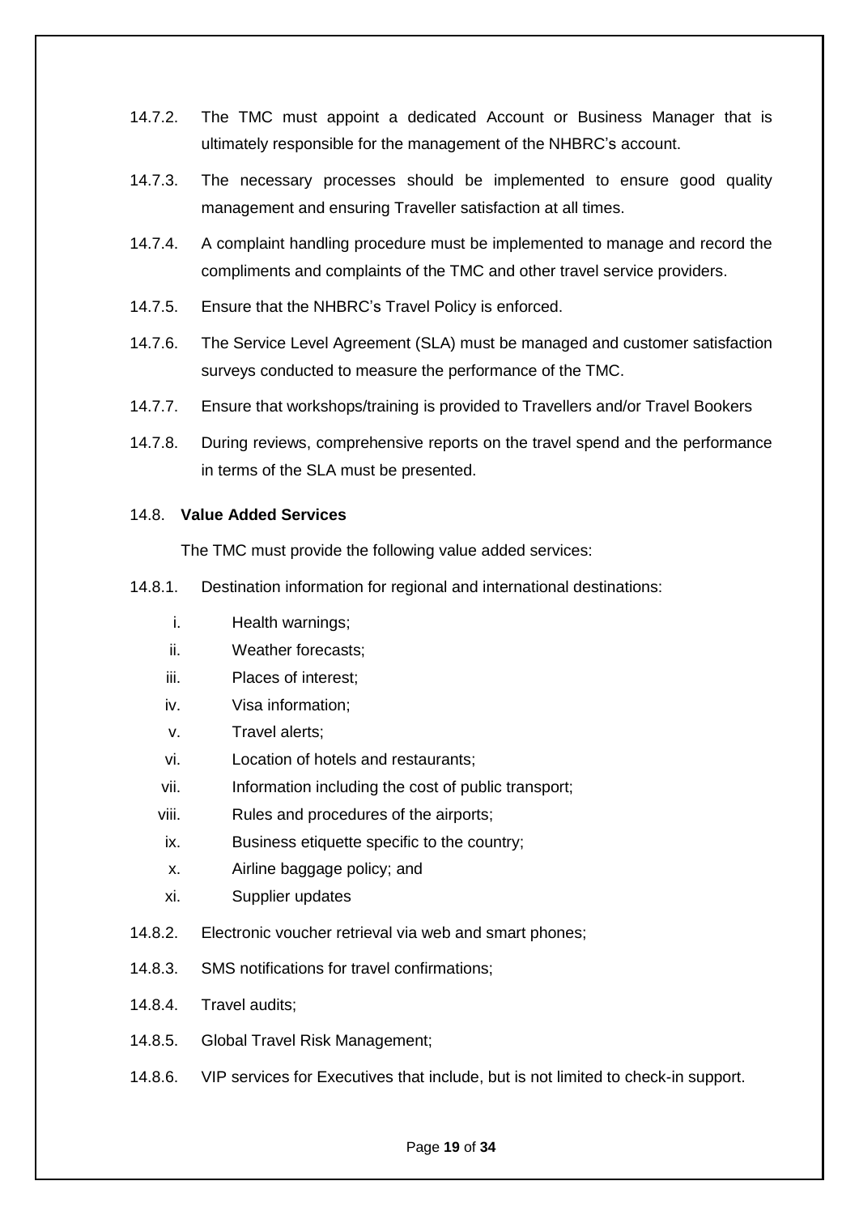14.7.2. The TMC must appoint a dedicated Account or Business Manager that is ultimately responsible for the management of the NHBRC's account.

14.7.3. The necessary processes should be implemented to ensure good quality management and ensuring Traveller satisfaction at all times.

14.7.4. A complaint handling procedure must be implemented to manage and record the compliments and complaints of the TMC and other travel service providers.

14.7.5. Ensure that the NHBRC's Travel Policy is enforced.

14.7.6. The Service Level Agreement (SLA) must be managed and customer satisfaction surveys conducted to measure the performance of the TMC.

14.7.7. Ensure that workshops/training is provided to Travellers and/or Travel Bookers

14.7.8. During reviews, comprehensive reports on the travel spend and the performance in terms of the SLA must be presented.

14.8. **Value Added Services**

The TMC must provide the following value added services:

14.8.1. Destination information for regional and international destinations:

i. Health warnings;
ii. Weather forecasts;
iii. Places of interest;
iv. Visa information;
v. Travel alerts;
vi. Location of hotels and restaurants;
vii. Information including the cost of public transport;
viii. Rules and procedures of the airports;
ix. Business etiquette specific to the country;
x. Airline baggage policy; and
xi. Supplier updates

14.8.2. Electronic voucher retrieval via web and smart phones;

14.8.3. SMS notifications for travel confirmations;

14.8.4. Travel audits;

14.8.5. Global Travel Risk Management;

14.8.6. VIP services for Executives that include, but is not limited to check-in support.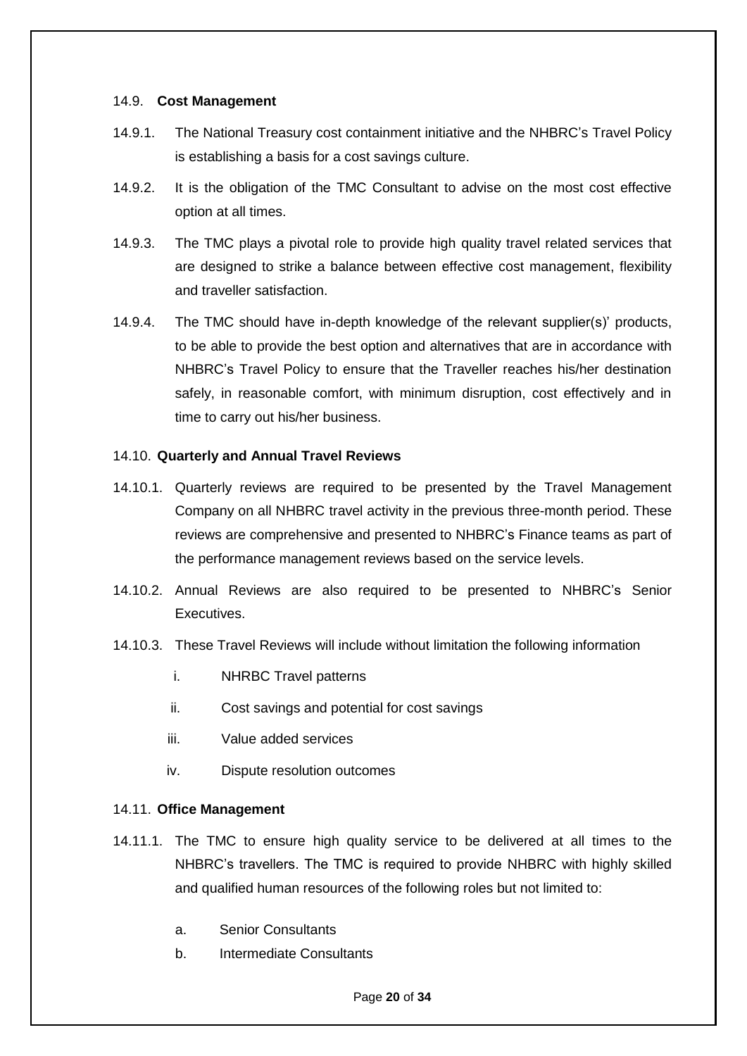### 14.9. **Cost Management**

14.9.1. The National Treasury cost containment initiative and the NHBRC's Travel Policy is establishing a basis for a cost savings culture.

14.9.2. It is the obligation of the TMC Consultant to advise on the most cost effective option at all times.

14.9.3. The TMC plays a pivotal role to provide high quality travel related services that are designed to strike a balance between effective cost management, flexibility and traveller satisfaction.

14.9.4. The TMC should have in-depth knowledge of the relevant supplier(s)' products, to be able to provide the best option and alternatives that are in accordance with NHBRC's Travel Policy to ensure that the Traveller reaches his/her destination safely, in reasonable comfort, with minimum disruption, cost effectively and in time to carry out his/her business.

### 14.10. **Quarterly and Annual Travel Reviews**

14.10.1. Quarterly reviews are required to be presented by the Travel Management Company on all NHBRC travel activity in the previous three-month period. These reviews are comprehensive and presented to NHBRC's Finance teams as part of the performance management reviews based on the service levels.

14.10.2. Annual Reviews are also required to be presented to NHBRC's Senior Executives.

14.10.3. These Travel Reviews will include without limitation the following information

i. NHRBC Travel patterns
ii. Cost savings and potential for cost savings
iii. Value added services
iv. Dispute resolution outcomes

### 14.11. **Office Management**

14.11.1. The TMC to ensure high quality service to be delivered at all times to the NHBRC's travellers. The TMC is required to provide NHBRC with highly skilled and qualified human resources of the following roles but not limited to:

a. Senior Consultants
b. Intermediate Consultants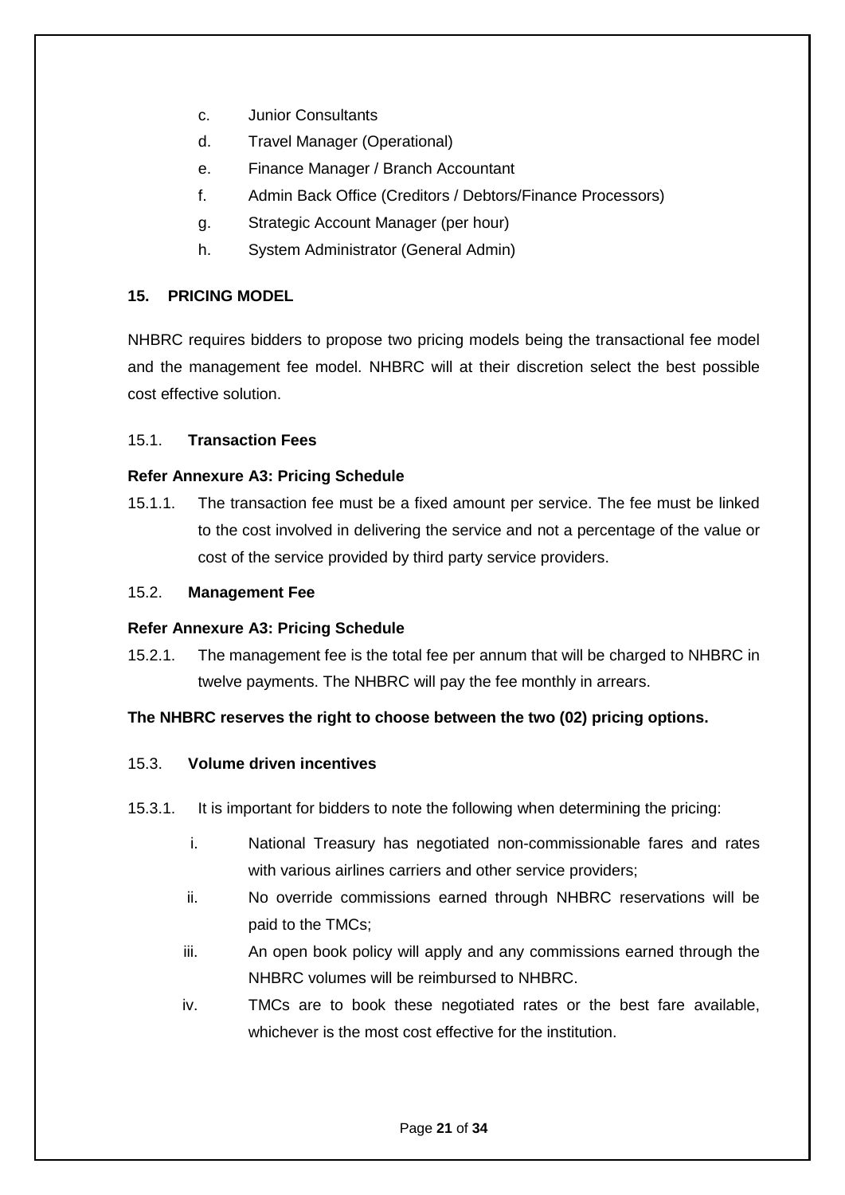c. Junior Consultants

d. Travel Manager (Operational)

e. Finance Manager / Branch Accountant

f. Admin Back Office (Creditors / Debtors/Finance Processors)

g. Strategic Account Manager (per hour)

h. System Administrator (General Admin)

## 15. PRICING MODEL

NHBRC requires bidders to propose two pricing models being the transactional fee model and the management fee model. NHBRC will at their discretion select the best possible cost effective solution.

### 15.1. Transaction Fees

**Refer Annexure A3: Pricing Schedule**

15.1.1. The transaction fee must be a fixed amount per service. The fee must be linked to the cost involved in delivering the service and not a percentage of the value or cost of the service provided by third party service providers.

### 15.2. Management Fee

**Refer Annexure A3: Pricing Schedule**

15.2.1. The management fee is the total fee per annum that will be charged to NHBRC in twelve payments. The NHBRC will pay the fee monthly in arrears.

**The NHBRC reserves the right to choose between the two (02) pricing options.**

### 15.3. Volume driven incentives

15.3.1. It is important for bidders to note the following when determining the pricing:

i. National Treasury has negotiated non-commissionable fares and rates with various airlines carriers and other service providers;

ii. No override commissions earned through NHBRC reservations will be paid to the TMCs;

iii. An open book policy will apply and any commissions earned through the NHBRC volumes will be reimbursed to NHBRC.

iv. TMCs are to book these negotiated rates or the best fare available, whichever is the most cost effective for the institution.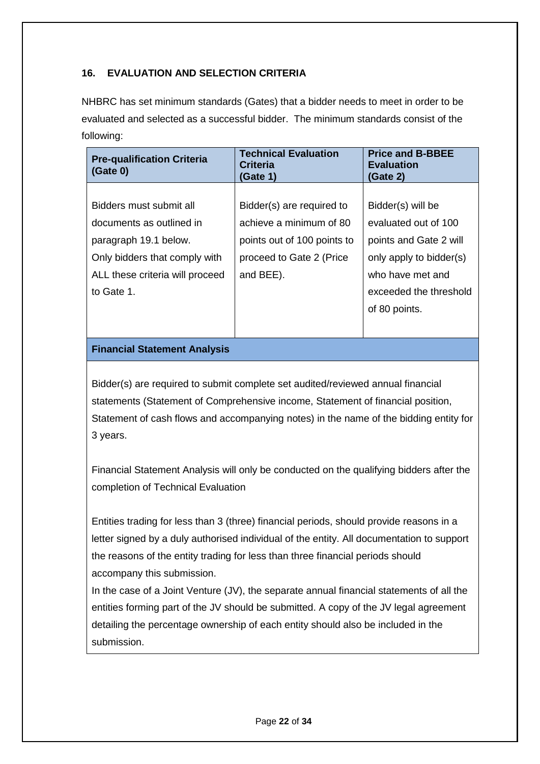## 16. EVALUATION AND SELECTION CRITERIA

NHBRC has set minimum standards (Gates) that a bidder needs to meet in order to be evaluated and selected as a successful bidder. The minimum standards consist of the following:

| Pre-qualification Criteria (Gate 0) | Technical Evaluation Criteria (Gate 1) | Price and B-BBEE Evaluation (Gate 2) |
|---|---|---|
| Bidders must submit all documents as outlined in paragraph 19.1 below. Only bidders that comply with ALL these criteria will proceed to Gate 1. | Bidder(s) are required to achieve a minimum of 80 points out of 100 points to proceed to Gate 2 (Price and BEE). | Bidder(s) will be evaluated out of 100 points and Gate 2 will only apply to bidder(s) who have met and exceeded the threshold of 80 points. |

**Financial Statement Analysis**

Bidder(s) are required to submit complete set audited/reviewed annual financial statements (Statement of Comprehensive income, Statement of financial position, Statement of cash flows and accompanying notes) in the name of the bidding entity for 3 years.

Financial Statement Analysis will only be conducted on the qualifying bidders after the completion of Technical Evaluation

Entities trading for less than 3 (three) financial periods, should provide reasons in a letter signed by a duly authorised individual of the entity. All documentation to support the reasons of the entity trading for less than three financial periods should accompany this submission.

In the case of a Joint Venture (JV), the separate annual financial statements of all the entities forming part of the JV should be submitted. A copy of the JV legal agreement detailing the percentage ownership of each entity should also be included in the submission.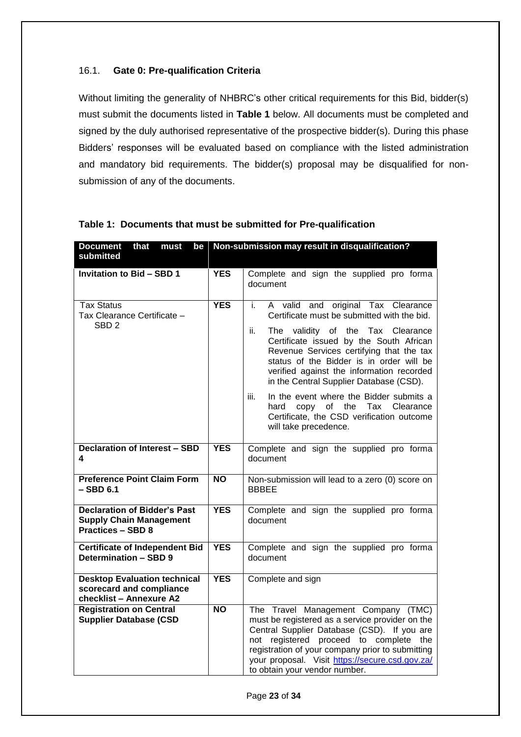### 16.1. **Gate 0: Pre-qualification Criteria**

Without limiting the generality of NHBRC's other critical requirements for this Bid, bidder(s) must submit the documents listed in **Table 1** below. All documents must be completed and signed by the duly authorised representative of the prospective bidder(s). During this phase Bidders' responses will be evaluated based on compliance with the listed administration and mandatory bid requirements. The bidder(s) proposal may be disqualified for non-submission of any of the documents.

**Table 1: Documents that must be submitted for Pre-qualification**

| Document that must be submitted | Non-submission may result in disqualification? | |
|---|---|---|
| **Invitation to Bid – SBD 1** | **YES** | Complete and sign the supplied pro forma document |
| Tax Status<br>Tax Clearance Certificate – SBD 2 | **YES** | i. A valid and original Tax Clearance Certificate must be submitted with the bid.<br>ii. The validity of the Tax Clearance Certificate issued by the South African Revenue Services certifying that the tax status of the Bidder is in order will be verified against the information recorded in the Central Supplier Database (CSD).<br>iii. In the event where the Bidder submits a hard copy of the Tax Clearance Certificate, the CSD verification outcome will take precedence. |
| **Declaration of Interest – SBD 4** | **YES** | Complete and sign the supplied pro forma document |
| **Preference Point Claim Form – SBD 6.1** | **NO** | Non-submission will lead to a zero (0) score on BBBEE |
| **Declaration of Bidder's Past Supply Chain Management Practices – SBD 8** | **YES** | Complete and sign the supplied pro forma document |
| **Certificate of Independent Bid Determination – SBD 9** | **YES** | Complete and sign the supplied pro forma document |
| **Desktop Evaluation technical scorecard and compliance checklist – Annexure A2** | **YES** | Complete and sign |
| **Registration on Central Supplier Database (CSD** | **NO** | The Travel Management Company (TMC) must be registered as a service provider on the Central Supplier Database (CSD). If you are not registered proceed to complete the registration of your company prior to submitting your proposal. Visit https://secure.csd.gov.za/ to obtain your vendor number. |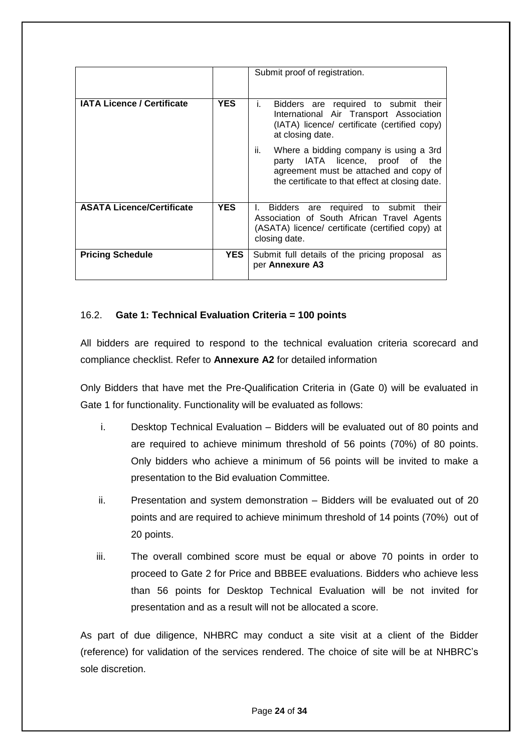|  |  | Submit proof of registration. |
| --- | --- | --- |
| **IATA Licence / Certificate** | **YES** | i. Bidders are required to submit their International Air Transport Association (IATA) licence/ certificate (certified copy) at closing date. <br> ii. Where a bidding company is using a 3rd party IATA licence, proof of the agreement must be attached and copy of the certificate to that effect at closing date. |
| **ASATA Licence/Certificate** | **YES** | I. Bidders are required to submit their Association of South African Travel Agents (ASATA) licence/ certificate (certified copy) at closing date. |
| **Pricing Schedule** | **YES** | Submit full details of the pricing proposal as per **Annexure A3** |

16.2. **Gate 1: Technical Evaluation Criteria = 100 points**

All bidders are required to respond to the technical evaluation criteria scorecard and compliance checklist. Refer to **Annexure A2** for detailed information

Only Bidders that have met the Pre-Qualification Criteria in (Gate 0) will be evaluated in Gate 1 for functionality. Functionality will be evaluated as follows:

i. Desktop Technical Evaluation – Bidders will be evaluated out of 80 points and are required to achieve minimum threshold of 56 points (70%) of 80 points. Only bidders who achieve a minimum of 56 points will be invited to make a presentation to the Bid evaluation Committee.

ii. Presentation and system demonstration – Bidders will be evaluated out of 20 points and are required to achieve minimum threshold of 14 points (70%) out of 20 points.

iii. The overall combined score must be equal or above 70 points in order to proceed to Gate 2 for Price and BBBEE evaluations. Bidders who achieve less than 56 points for Desktop Technical Evaluation will be not invited for presentation and as a result will not be allocated a score.

As part of due diligence, NHBRC may conduct a site visit at a client of the Bidder (reference) for validation of the services rendered. The choice of site will be at NHBRC's sole discretion.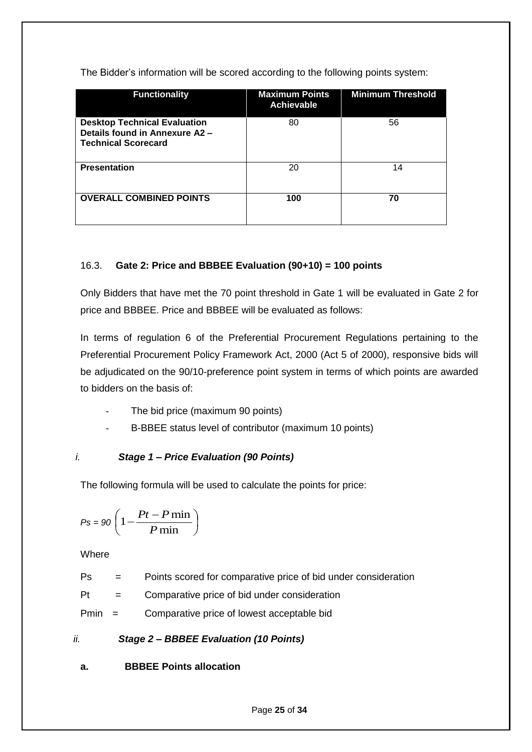The Bidder's information will be scored according to the following points system:

| Functionality | Maximum Points Achievable | Minimum Threshold |
|---|---|---|
| **Desktop Technical Evaluation Details found in Annexure A2 – Technical Scorecard** | 80 | 56 |
| **Presentation** | 20 | 14 |
| **OVERALL COMBINED POINTS** | **100** | **70** |

### 16.3. **Gate 2: Price and BBBEE Evaluation (90+10) = 100 points**

Only Bidders that have met the 70 point threshold in Gate 1 will be evaluated in Gate 2 for price and BBBEE. Price and BBBEE will be evaluated as follows:

In terms of regulation 6 of the Preferential Procurement Regulations pertaining to the Preferential Procurement Policy Framework Act, 2000 (Act 5 of 2000), responsive bids will be adjudicated on the 90/10-preference point system in terms of which points are awarded to bidders on the basis of:

- The bid price (maximum 90 points)
- B-BBEE status level of contributor (maximum 10 points)

*i.* ***Stage 1 – Price Evaluation (90 Points)***

The following formula will be used to calculate the points for price:

$$Ps = 90\left(1-\frac{Pt-P\min}{P\min}\right)$$

Where

Ps = Points scored for comparative price of bid under consideration

Pt = Comparative price of bid under consideration

Pmin = Comparative price of lowest acceptable bid

*ii.* ***Stage 2 – BBBEE Evaluation (10 Points)***

**a. BBBEE Points allocation**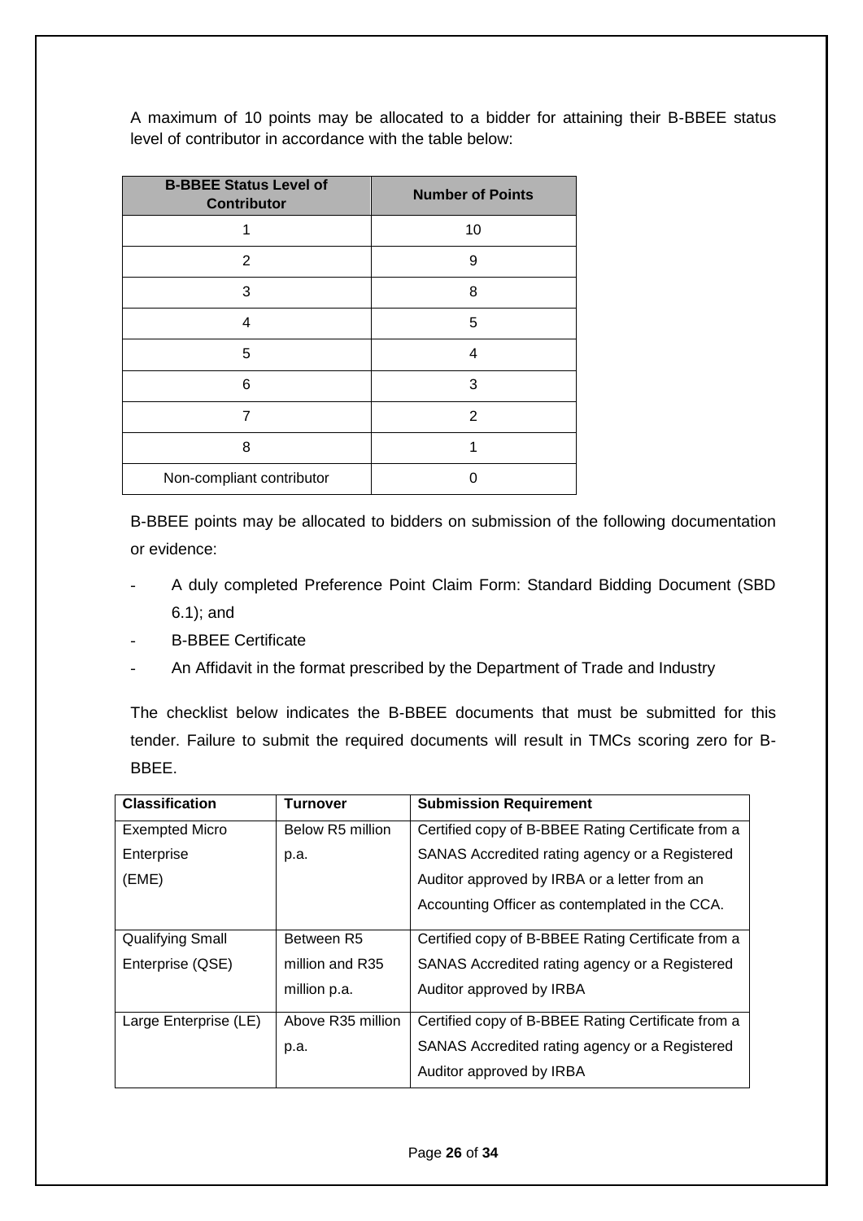A maximum of 10 points may be allocated to a bidder for attaining their B-BBEE status level of contributor in accordance with the table below:

| B-BBEE Status Level of Contributor | Number of Points |
|---|---|
| 1 | 10 |
| 2 | 9 |
| 3 | 8 |
| 4 | 5 |
| 5 | 4 |
| 6 | 3 |
| 7 | 2 |
| 8 | 1 |
| Non-compliant contributor | 0 |

B-BBEE points may be allocated to bidders on submission of the following documentation or evidence:

- A duly completed Preference Point Claim Form: Standard Bidding Document (SBD 6.1); and
- B-BBEE Certificate
- An Affidavit in the format prescribed by the Department of Trade and Industry

The checklist below indicates the B-BBEE documents that must be submitted for this tender. Failure to submit the required documents will result in TMCs scoring zero for B-BBEE.

| Classification | Turnover | Submission Requirement |
|---|---|---|
| Exempted Micro Enterprise (EME) | Below R5 million p.a. | Certified copy of B-BBEE Rating Certificate from a SANAS Accredited rating agency or a Registered Auditor approved by IRBA or a letter from an Accounting Officer as contemplated in the CCA. |
| Qualifying Small Enterprise (QSE) | Between R5 million and R35 million p.a. | Certified copy of B-BBEE Rating Certificate from a SANAS Accredited rating agency or a Registered Auditor approved by IRBA |
| Large Enterprise (LE) | Above R35 million p.a. | Certified copy of B-BBEE Rating Certificate from a SANAS Accredited rating agency or a Registered Auditor approved by IRBA |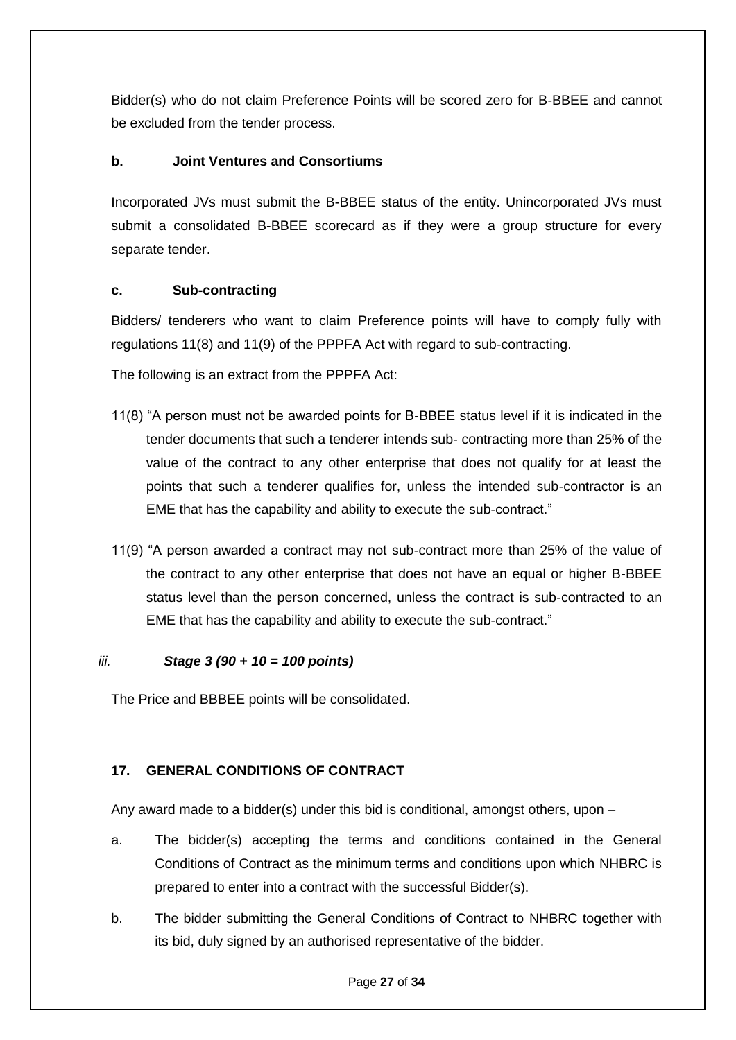Bidder(s) who do not claim Preference Points will be scored zero for B-BBEE and cannot be excluded from the tender process.

#### b. Joint Ventures and Consortiums

Incorporated JVs must submit the B-BBEE status of the entity. Unincorporated JVs must submit a consolidated B-BBEE scorecard as if they were a group structure for every separate tender.

#### c. Sub-contracting

Bidders/ tenderers who want to claim Preference points will have to comply fully with regulations 11(8) and 11(9) of the PPPFA Act with regard to sub-contracting.

The following is an extract from the PPPFA Act:

11(8) "A person must not be awarded points for B-BBEE status level if it is indicated in the tender documents that such a tenderer intends sub- contracting more than 25% of the value of the contract to any other enterprise that does not qualify for at least the points that such a tenderer qualifies for, unless the intended sub-contractor is an EME that has the capability and ability to execute the sub-contract."

11(9) "A person awarded a contract may not sub-contract more than 25% of the value of the contract to any other enterprise that does not have an equal or higher B-BBEE status level than the person concerned, unless the contract is sub-contracted to an EME that has the capability and ability to execute the sub-contract."

*iii.* ***Stage 3 (90 + 10 = 100 points)***

The Price and BBBEE points will be consolidated.

### 17. GENERAL CONDITIONS OF CONTRACT

Any award made to a bidder(s) under this bid is conditional, amongst others, upon –

a. The bidder(s) accepting the terms and conditions contained in the General Conditions of Contract as the minimum terms and conditions upon which NHBRC is prepared to enter into a contract with the successful Bidder(s).

b. The bidder submitting the General Conditions of Contract to NHBRC together with its bid, duly signed by an authorised representative of the bidder.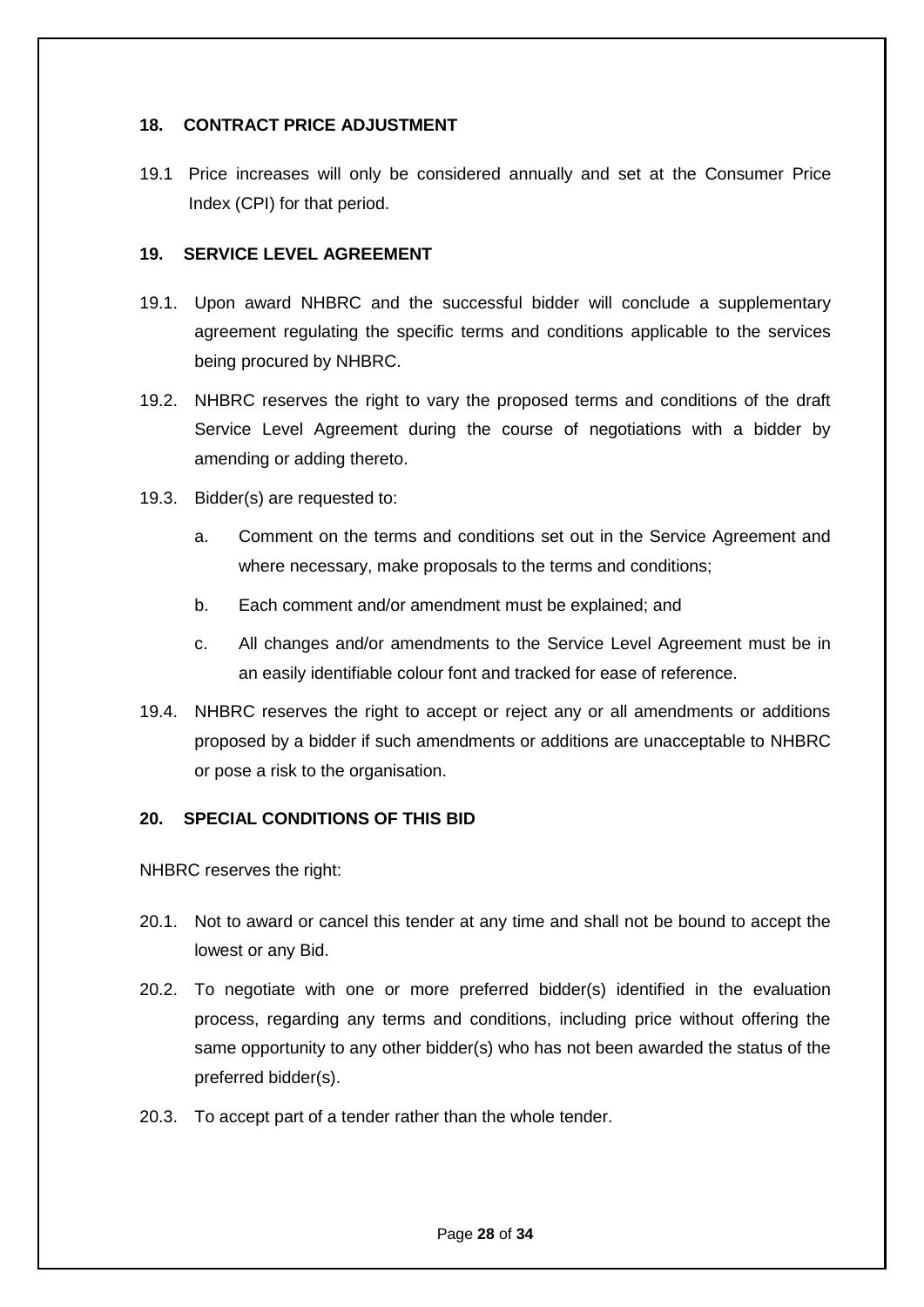## 18. CONTRACT PRICE ADJUSTMENT

19.1 Price increases will only be considered annually and set at the Consumer Price Index (CPI) for that period.

## 19. SERVICE LEVEL AGREEMENT

19.1. Upon award NHBRC and the successful bidder will conclude a supplementary agreement regulating the specific terms and conditions applicable to the services being procured by NHBRC.

19.2. NHBRC reserves the right to vary the proposed terms and conditions of the draft Service Level Agreement during the course of negotiations with a bidder by amending or adding thereto.

19.3. Bidder(s) are requested to:

a. Comment on the terms and conditions set out in the Service Agreement and where necessary, make proposals to the terms and conditions;

b. Each comment and/or amendment must be explained; and

c. All changes and/or amendments to the Service Level Agreement must be in an easily identifiable colour font and tracked for ease of reference.

19.4. NHBRC reserves the right to accept or reject any or all amendments or additions proposed by a bidder if such amendments or additions are unacceptable to NHBRC or pose a risk to the organisation.

## 20. SPECIAL CONDITIONS OF THIS BID

NHBRC reserves the right:

20.1. Not to award or cancel this tender at any time and shall not be bound to accept the lowest or any Bid.

20.2. To negotiate with one or more preferred bidder(s) identified in the evaluation process, regarding any terms and conditions, including price without offering the same opportunity to any other bidder(s) who has not been awarded the status of the preferred bidder(s).

20.3. To accept part of a tender rather than the whole tender.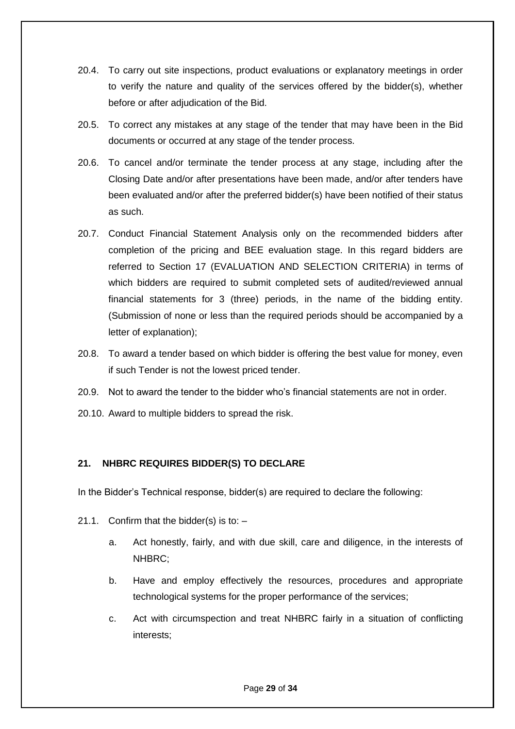20.4. To carry out site inspections, product evaluations or explanatory meetings in order to verify the nature and quality of the services offered by the bidder(s), whether before or after adjudication of the Bid.

20.5. To correct any mistakes at any stage of the tender that may have been in the Bid documents or occurred at any stage of the tender process.

20.6. To cancel and/or terminate the tender process at any stage, including after the Closing Date and/or after presentations have been made, and/or after tenders have been evaluated and/or after the preferred bidder(s) have been notified of their status as such.

20.7. Conduct Financial Statement Analysis only on the recommended bidders after completion of the pricing and BEE evaluation stage. In this regard bidders are referred to Section 17 (EVALUATION AND SELECTION CRITERIA) in terms of which bidders are required to submit completed sets of audited/reviewed annual financial statements for 3 (three) periods, in the name of the bidding entity. (Submission of none or less than the required periods should be accompanied by a letter of explanation);

20.8. To award a tender based on which bidder is offering the best value for money, even if such Tender is not the lowest priced tender.

20.9. Not to award the tender to the bidder who's financial statements are not in order.

20.10. Award to multiple bidders to spread the risk.

## 21. NHBRC REQUIRES BIDDER(S) TO DECLARE

In the Bidder's Technical response, bidder(s) are required to declare the following:

21.1. Confirm that the bidder(s) is to: –

a. Act honestly, fairly, and with due skill, care and diligence, in the interests of NHBRC;

b. Have and employ effectively the resources, procedures and appropriate technological systems for the proper performance of the services;

c. Act with circumspection and treat NHBRC fairly in a situation of conflicting interests;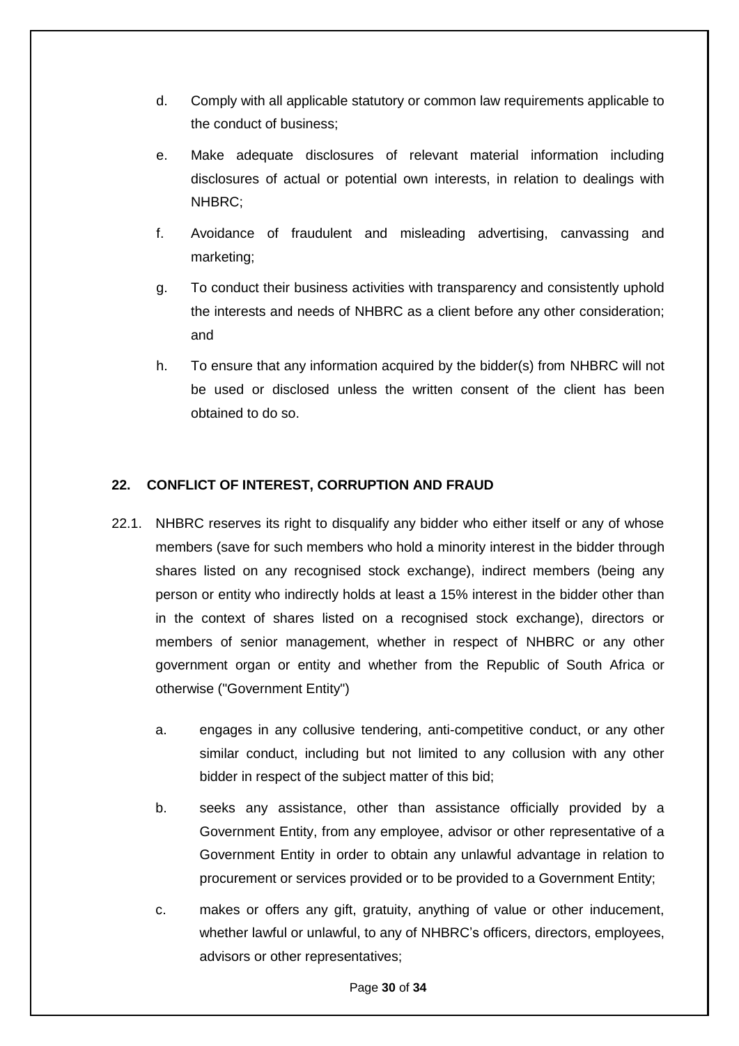d. Comply with all applicable statutory or common law requirements applicable to the conduct of business;

e. Make adequate disclosures of relevant material information including disclosures of actual or potential own interests, in relation to dealings with NHBRC;

f. Avoidance of fraudulent and misleading advertising, canvassing and marketing;

g. To conduct their business activities with transparency and consistently uphold the interests and needs of NHBRC as a client before any other consideration; and

h. To ensure that any information acquired by the bidder(s) from NHBRC will not be used or disclosed unless the written consent of the client has been obtained to do so.

## 22. CONFLICT OF INTEREST, CORRUPTION AND FRAUD

22.1. NHBRC reserves its right to disqualify any bidder who either itself or any of whose members (save for such members who hold a minority interest in the bidder through shares listed on any recognised stock exchange), indirect members (being any person or entity who indirectly holds at least a 15% interest in the bidder other than in the context of shares listed on a recognised stock exchange), directors or members of senior management, whether in respect of NHBRC or any other government organ or entity and whether from the Republic of South Africa or otherwise ("Government Entity")

a. engages in any collusive tendering, anti-competitive conduct, or any other similar conduct, including but not limited to any collusion with any other bidder in respect of the subject matter of this bid;

b. seeks any assistance, other than assistance officially provided by a Government Entity, from any employee, advisor or other representative of a Government Entity in order to obtain any unlawful advantage in relation to procurement or services provided or to be provided to a Government Entity;

c. makes or offers any gift, gratuity, anything of value or other inducement, whether lawful or unlawful, to any of NHBRC's officers, directors, employees, advisors or other representatives;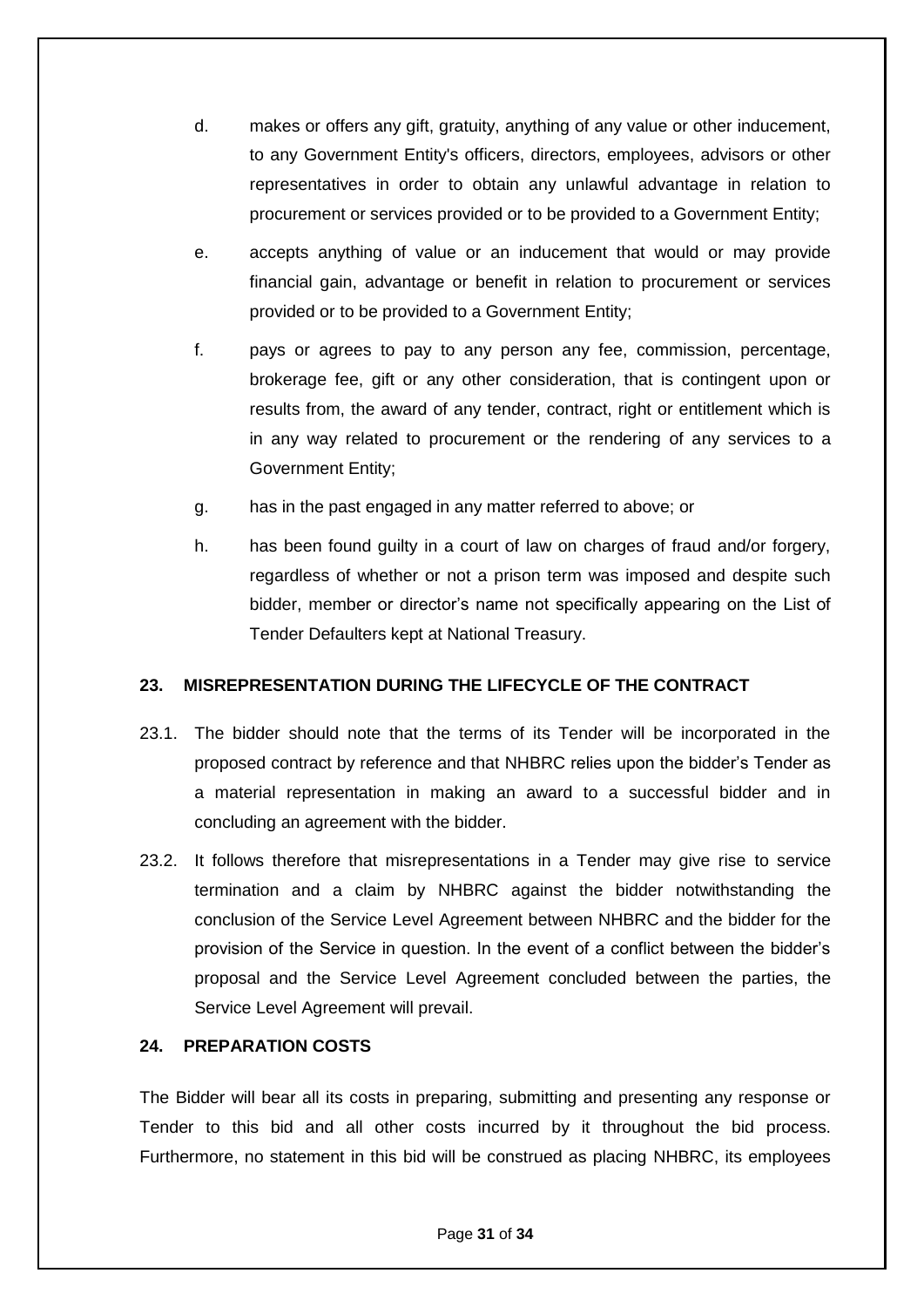d. makes or offers any gift, gratuity, anything of any value or other inducement, to any Government Entity's officers, directors, employees, advisors or other representatives in order to obtain any unlawful advantage in relation to procurement or services provided or to be provided to a Government Entity;

e. accepts anything of value or an inducement that would or may provide financial gain, advantage or benefit in relation to procurement or services provided or to be provided to a Government Entity;

f. pays or agrees to pay to any person any fee, commission, percentage, brokerage fee, gift or any other consideration, that is contingent upon or results from, the award of any tender, contract, right or entitlement which is in any way related to procurement or the rendering of any services to a Government Entity;

g. has in the past engaged in any matter referred to above; or

h. has been found guilty in a court of law on charges of fraud and/or forgery, regardless of whether or not a prison term was imposed and despite such bidder, member or director's name not specifically appearing on the List of Tender Defaulters kept at National Treasury.

**23. MISREPRESENTATION DURING THE LIFECYCLE OF THE CONTRACT**

23.1. The bidder should note that the terms of its Tender will be incorporated in the proposed contract by reference and that NHBRC relies upon the bidder's Tender as a material representation in making an award to a successful bidder and in concluding an agreement with the bidder.

23.2. It follows therefore that misrepresentations in a Tender may give rise to service termination and a claim by NHBRC against the bidder notwithstanding the conclusion of the Service Level Agreement between NHBRC and the bidder for the provision of the Service in question. In the event of a conflict between the bidder's proposal and the Service Level Agreement concluded between the parties, the Service Level Agreement will prevail.

**24. PREPARATION COSTS**

The Bidder will bear all its costs in preparing, submitting and presenting any response or Tender to this bid and all other costs incurred by it throughout the bid process. Furthermore, no statement in this bid will be construed as placing NHBRC, its employees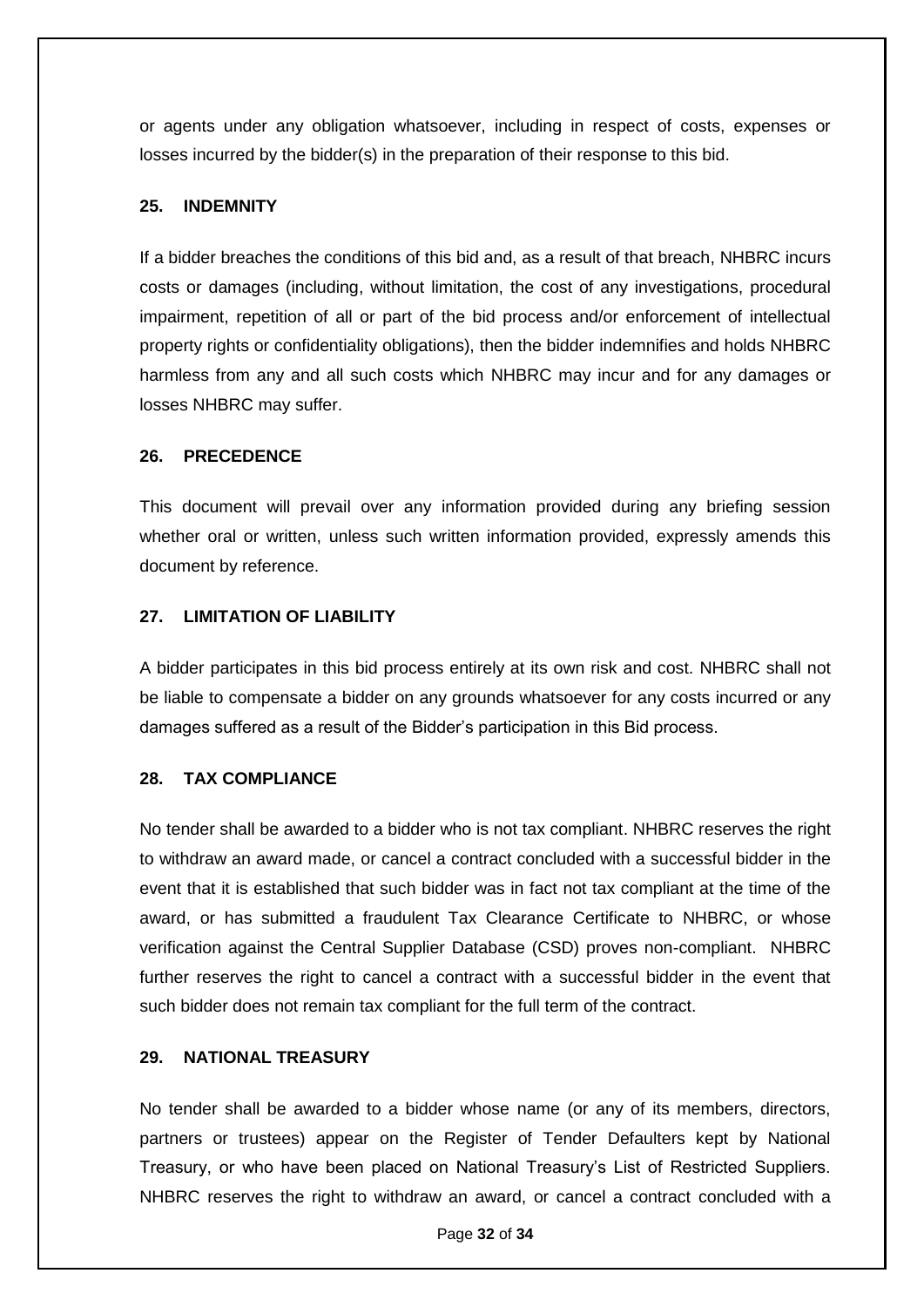or agents under any obligation whatsoever, including in respect of costs, expenses or losses incurred by the bidder(s) in the preparation of their response to this bid.

## 25. INDEMNITY

If a bidder breaches the conditions of this bid and, as a result of that breach, NHBRC incurs costs or damages (including, without limitation, the cost of any investigations, procedural impairment, repetition of all or part of the bid process and/or enforcement of intellectual property rights or confidentiality obligations), then the bidder indemnifies and holds NHBRC harmless from any and all such costs which NHBRC may incur and for any damages or losses NHBRC may suffer.

## 26. PRECEDENCE

This document will prevail over any information provided during any briefing session whether oral or written, unless such written information provided, expressly amends this document by reference.

## 27. LIMITATION OF LIABILITY

A bidder participates in this bid process entirely at its own risk and cost. NHBRC shall not be liable to compensate a bidder on any grounds whatsoever for any costs incurred or any damages suffered as a result of the Bidder's participation in this Bid process.

## 28. TAX COMPLIANCE

No tender shall be awarded to a bidder who is not tax compliant. NHBRC reserves the right to withdraw an award made, or cancel a contract concluded with a successful bidder in the event that it is established that such bidder was in fact not tax compliant at the time of the award, or has submitted a fraudulent Tax Clearance Certificate to NHBRC, or whose verification against the Central Supplier Database (CSD) proves non-compliant. NHBRC further reserves the right to cancel a contract with a successful bidder in the event that such bidder does not remain tax compliant for the full term of the contract.

## 29. NATIONAL TREASURY

No tender shall be awarded to a bidder whose name (or any of its members, directors, partners or trustees) appear on the Register of Tender Defaulters kept by National Treasury, or who have been placed on National Treasury's List of Restricted Suppliers. NHBRC reserves the right to withdraw an award, or cancel a contract concluded with a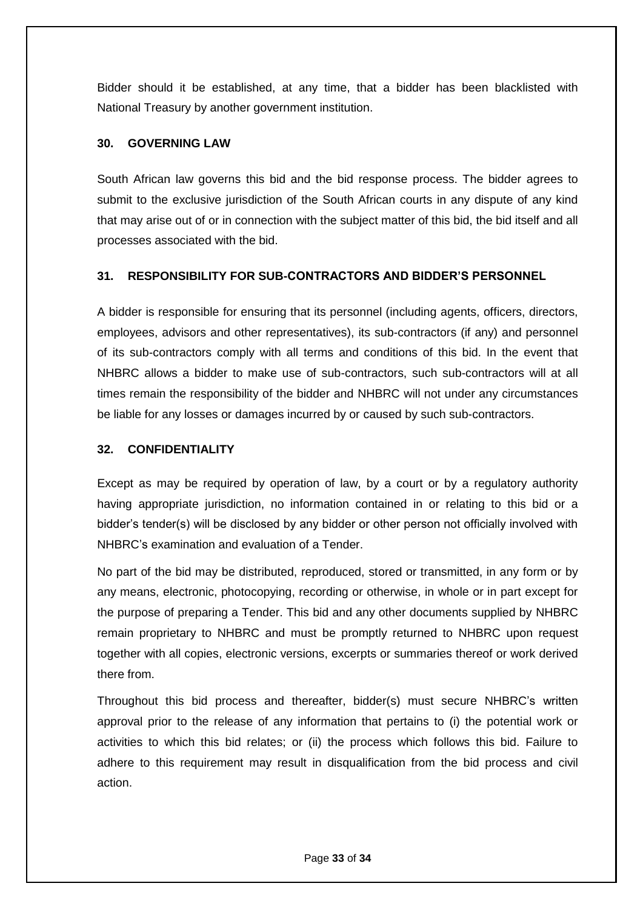Bidder should it be established, at any time, that a bidder has been blacklisted with National Treasury by another government institution.

### 30. GOVERNING LAW

South African law governs this bid and the bid response process. The bidder agrees to submit to the exclusive jurisdiction of the South African courts in any dispute of any kind that may arise out of or in connection with the subject matter of this bid, the bid itself and all processes associated with the bid.

### 31. RESPONSIBILITY FOR SUB-CONTRACTORS AND BIDDER'S PERSONNEL

A bidder is responsible for ensuring that its personnel (including agents, officers, directors, employees, advisors and other representatives), its sub-contractors (if any) and personnel of its sub-contractors comply with all terms and conditions of this bid. In the event that NHBRC allows a bidder to make use of sub-contractors, such sub-contractors will at all times remain the responsibility of the bidder and NHBRC will not under any circumstances be liable for any losses or damages incurred by or caused by such sub-contractors.

### 32. CONFIDENTIALITY

Except as may be required by operation of law, by a court or by a regulatory authority having appropriate jurisdiction, no information contained in or relating to this bid or a bidder's tender(s) will be disclosed by any bidder or other person not officially involved with NHBRC's examination and evaluation of a Tender.

No part of the bid may be distributed, reproduced, stored or transmitted, in any form or by any means, electronic, photocopying, recording or otherwise, in whole or in part except for the purpose of preparing a Tender. This bid and any other documents supplied by NHBRC remain proprietary to NHBRC and must be promptly returned to NHBRC upon request together with all copies, electronic versions, excerpts or summaries thereof or work derived there from.

Throughout this bid process and thereafter, bidder(s) must secure NHBRC's written approval prior to the release of any information that pertains to (i) the potential work or activities to which this bid relates; or (ii) the process which follows this bid. Failure to adhere to this requirement may result in disqualification from the bid process and civil action.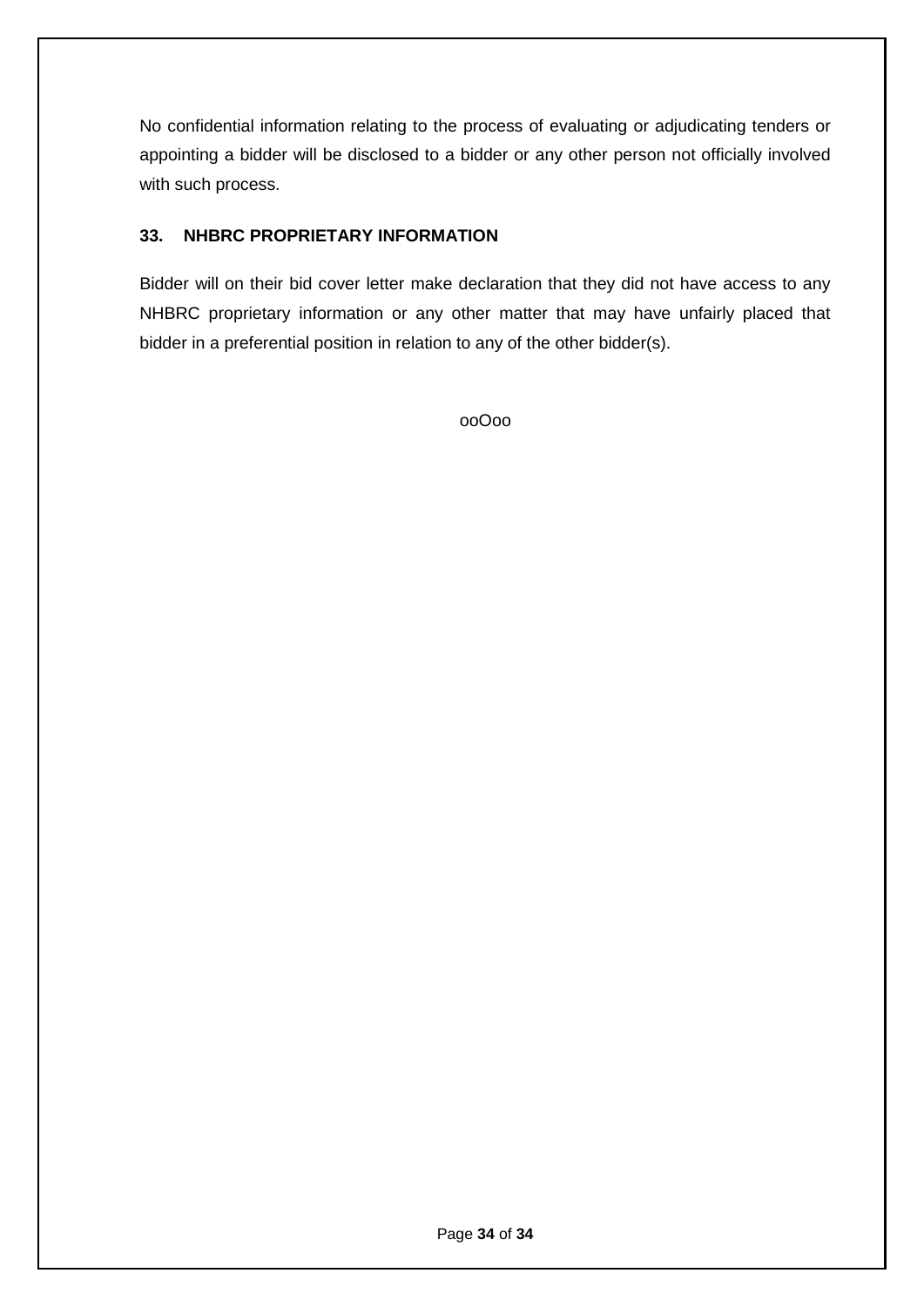No confidential information relating to the process of evaluating or adjudicating tenders or appointing a bidder will be disclosed to a bidder or any other person not officially involved with such process.

### 33. NHBRC PROPRIETARY INFORMATION

Bidder will on their bid cover letter make declaration that they did not have access to any NHBRC proprietary information or any other matter that may have unfairly placed that bidder in a preferential position in relation to any of the other bidder(s).

ooOoo